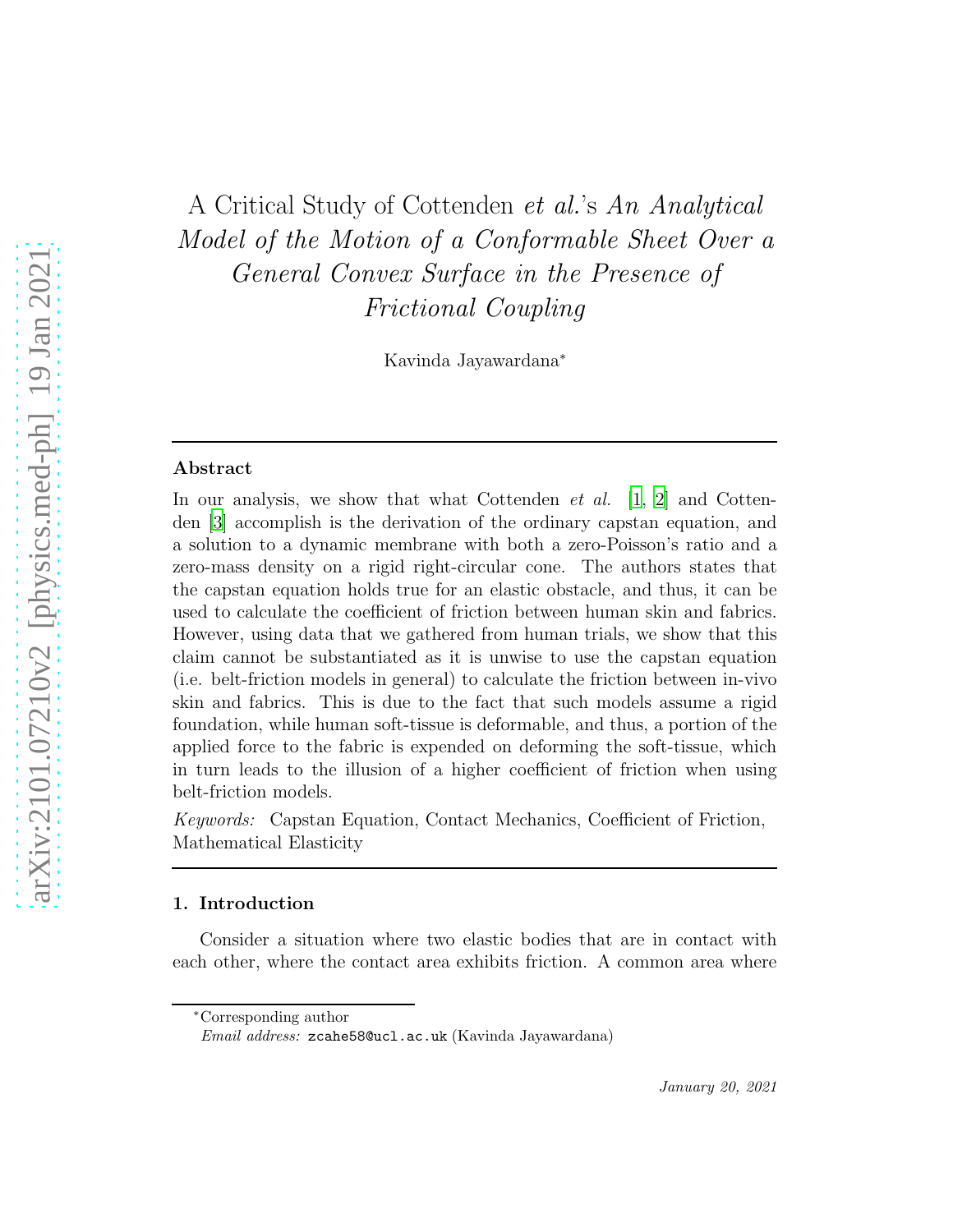// A Critical Study of Cottenden *et al.*'s *An Analytical Model of the Motion of a Conformable Sheet Over a General Convex Surface in the Presence of Frictional Coupling*

Kavinda Jayawardana*

---

**Abstract**

In our analysis, we show that what Cottenden *et al.* [1, 2] and Cottenden [3] accomplish is the derivation of the ordinary capstan equation, and a solution to a dynamic membrane with both a zero-Poisson's ratio and a zero-mass density on a rigid right-circular cone. The authors states that the capstan equation holds true for an elastic obstacle, and thus, it can be used to calculate the coefficient of friction between human skin and fabrics. However, using data that we gathered from human trials, we show that this claim cannot be substantiated as it is unwise to use the capstan equation (i.e. belt-friction models in general) to calculate the friction between in-vivo skin and fabrics. This is due to the fact that such models assume a rigid foundation, while human soft-tissue is deformable, and thus, a portion of the applied force to the fabric is expended on deforming the soft-tissue, which in turn leads to the illusion of a higher coefficient of friction when using belt-friction models.

*Keywords:* Capstan Equation, Contact Mechanics, Coefficient of Friction, Mathematical Elasticity

---

## 1. Introduction

Consider a situation where two elastic bodies that are in contact with each other, where the contact area exhibits friction. A common area where

---

*Corresponding author
*Email address:* zcahe58@ucl.ac.uk (Kavinda Jayawardana)

*January 20, 2021*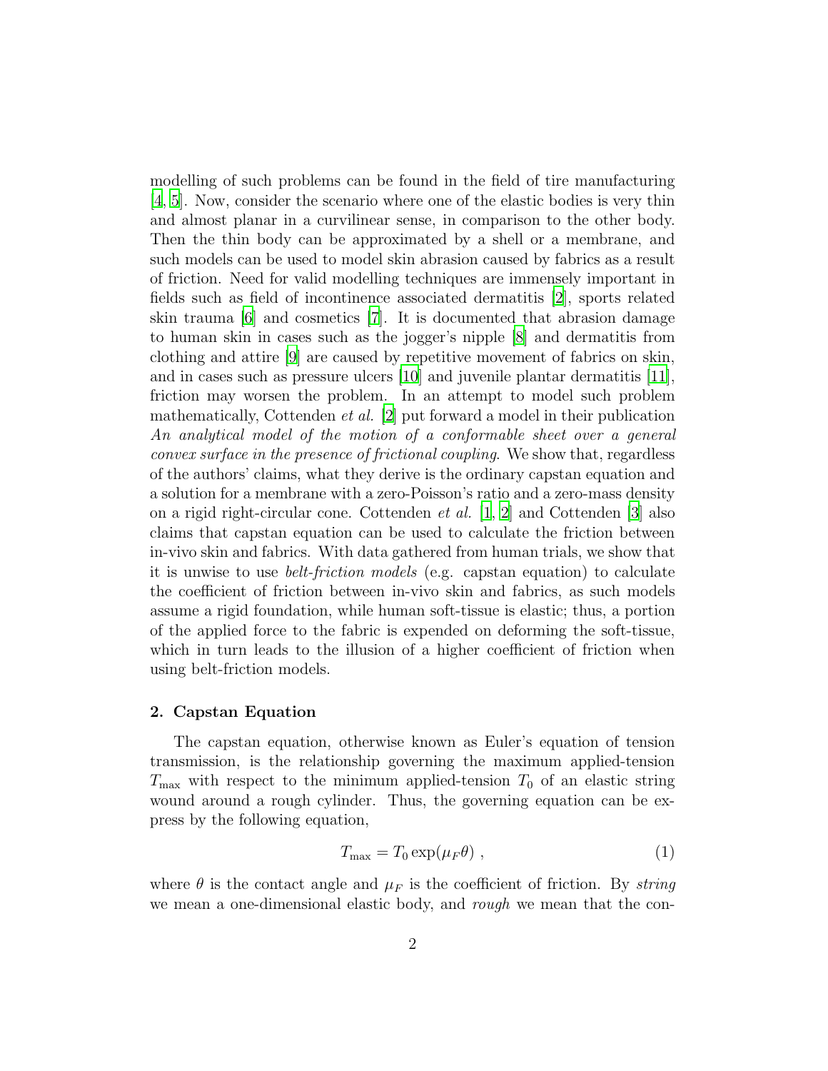modelling of such problems can be found in the field of tire manufacturing [4, 5]. Now, consider the scenario where one of the elastic bodies is very thin and almost planar in a curvilinear sense, in comparison to the other body. Then the thin body can be approximated by a shell or a membrane, and such models can be used to model skin abrasion caused by fabrics as a result of friction. Need for valid modelling techniques are immensely important in fields such as field of incontinence associated dermatitis [2], sports related skin trauma [6] and cosmetics [7]. It is documented that abrasion damage to human skin in cases such as the jogger's nipple [8] and dermatitis from clothing and attire [9] are caused by repetitive movement of fabrics on skin, and in cases such as pressure ulcers [10] and juvenile plantar dermatitis [11], friction may worsen the problem. In an attempt to model such problem mathematically, Cottenden *et al.* [2] put forward a model in their publication *An analytical model of the motion of a conformable sheet over a general convex surface in the presence of frictional coupling*. We show that, regardless of the authors' claims, what they derive is the ordinary capstan equation and a solution for a membrane with a zero-Poisson's ratio and a zero-mass density on a rigid right-circular cone. Cottenden *et al.* [1, 2] and Cottenden [3] also claims that capstan equation can be used to calculate the friction between in-vivo skin and fabrics. With data gathered from human trials, we show that it is unwise to use *belt-friction models* (e.g. capstan equation) to calculate the coefficient of friction between in-vivo skin and fabrics, as such models assume a rigid foundation, while human soft-tissue is elastic; thus, a portion of the applied force to the fabric is expended on deforming the soft-tissue, which in turn leads to the illusion of a higher coefficient of friction when using belt-friction models.

## 2. Capstan Equation

The capstan equation, otherwise known as Euler's equation of tension transmission, is the relationship governing the maximum applied-tension $T_{\max}$ with respect to the minimum applied-tension $T_0$ of an elastic string wound around a rough cylinder. Thus, the governing equation can be express by the following equation,

$$T_{\max} = T_0 \exp(\mu_F \theta) \ , \tag{1}$$

where $\theta$ is the contact angle and $\mu_F$ is the coefficient of friction. By *string* we mean a one-dimensional elastic body, and *rough* we mean that the con-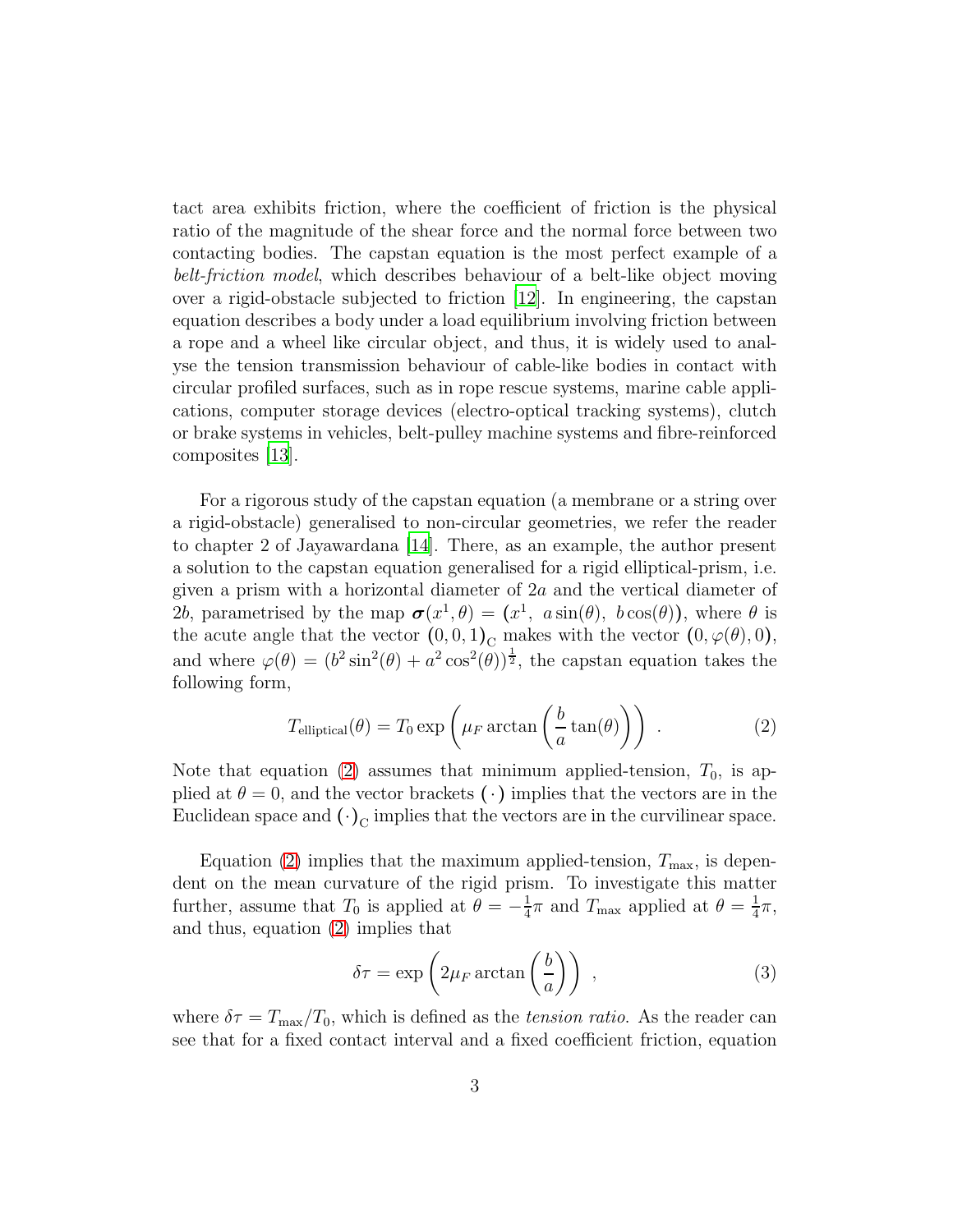tact area exhibits friction, where the coefficient of friction is the physical ratio of the magnitude of the shear force and the normal force between two contacting bodies. The capstan equation is the most perfect example of a *belt-friction model*, which describes behaviour of a belt-like object moving over a rigid-obstacle subjected to friction [12]. In engineering, the capstan equation describes a body under a load equilibrium involving friction between a rope and a wheel like circular object, and thus, it is widely used to analyse the tension transmission behaviour of cable-like bodies in contact with circular profiled surfaces, such as in rope rescue systems, marine cable applications, computer storage devices (electro-optical tracking systems), clutch or brake systems in vehicles, belt-pulley machine systems and fibre-reinforced composites [13].

For a rigorous study of the capstan equation (a membrane or a string over a rigid-obstacle) generalised to non-circular geometries, we refer the reader to chapter 2 of Jayawardana [14]. There, as an example, the author present a solution to the capstan equation generalised for a rigid elliptical-prism, i.e. given a prism with a horizontal diameter of $2a$ and the vertical diameter of $2b$, parametrised by the map $\boldsymbol{\sigma}(x^1,\theta) = (x^1,\ a\sin(\theta),\ b\cos(\theta))$, where $\theta$ is the acute angle that the vector $(0,0,1)_{\mathrm{C}}$ makes with the vector $(0,\varphi(\theta),0)$, and where $\varphi(\theta) = (b^2\sin^2(\theta) + a^2\cos^2(\theta))^{\frac{1}{2}}$, the capstan equation takes the following form,

$$T_{\text{elliptical}}(\theta) = T_0 \exp\left(\mu_F \arctan\left(\frac{b}{a}\tan(\theta)\right)\right) \ . \tag{2}$$

Note that equation (2) assumes that minimum applied-tension, $T_0$, is applied at $\theta = 0$, and the vector brackets $(\cdot)$ implies that the vectors are in the Euclidean space and $(\cdot)_{\mathrm{C}}$ implies that the vectors are in the curvilinear space.

Equation (2) implies that the maximum applied-tension, $T_{\max}$, is dependent on the mean curvature of the rigid prism. To investigate this matter further, assume that $T_0$ is applied at $\theta = -\frac{1}{4}\pi$ and $T_{\max}$ applied at $\theta = \frac{1}{4}\pi$, and thus, equation (2) implies that

$$\delta\tau = \exp\left(2\mu_F \arctan\left(\frac{b}{a}\right)\right) \ , \tag{3}$$

where $\delta\tau = T_{\max}/T_0$, which is defined as the *tension ratio*. As the reader can see that for a fixed contact interval and a fixed coefficient friction, equation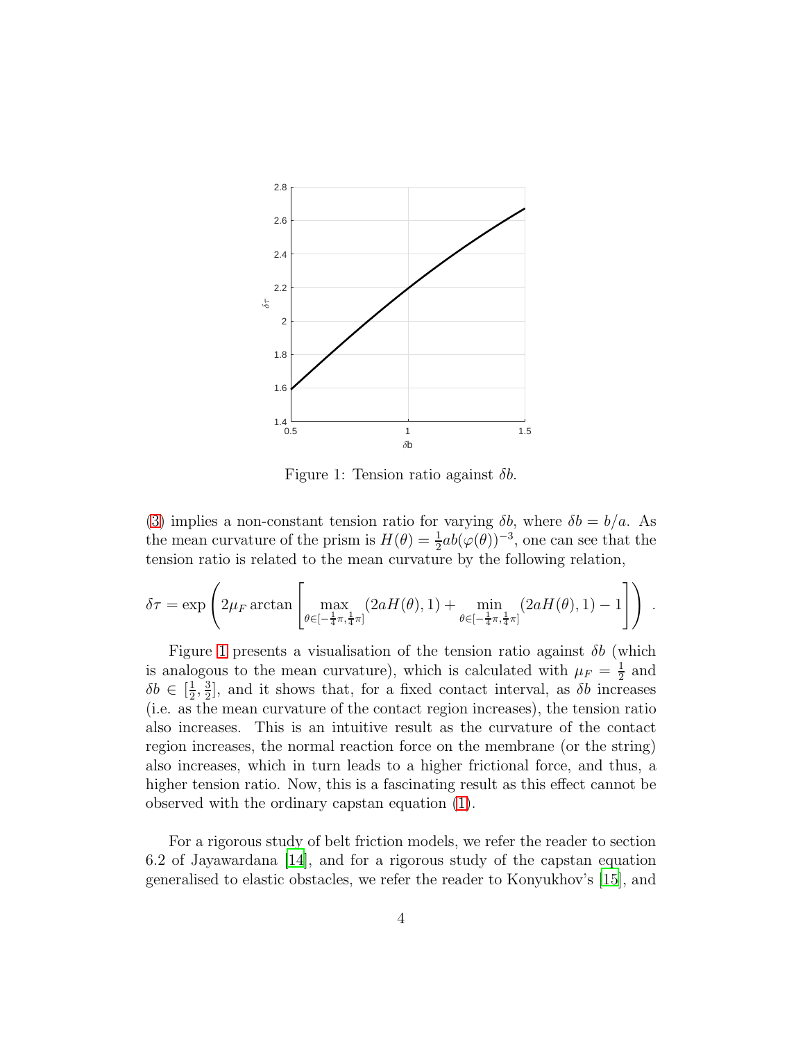Figure 1: Tension ratio against $\delta b$.

(3) implies a non-constant tension ratio for varying $\delta b$, where $\delta b = b/a$. As the mean curvature of the prism is $H(\theta) = \frac{1}{2}ab(\varphi(\theta))^{-3}$, one can see that the tension ratio is related to the mean curvature by the following relation,

$$\delta\tau = \exp\left(2\mu_F \arctan\left[\max_{\theta\in[-\frac{1}{4}\pi,\frac{1}{4}\pi]}(2aH(\theta),1) + \min_{\theta\in[-\frac{1}{4}\pi,\frac{1}{4}\pi]}(2aH(\theta),1) - 1\right]\right) .$$

Figure 1 presents a visualisation of the tension ratio against $\delta b$ (which is analogous to the mean curvature), which is calculated with $\mu_F = \frac{1}{2}$ and $\delta b \in [\frac{1}{2}, \frac{3}{2}]$, and it shows that, for a fixed contact interval, as $\delta b$ increases (i.e. as the mean curvature of the contact region increases), the tension ratio also increases. This is an intuitive result as the curvature of the contact region increases, the normal reaction force on the membrane (or the string) also increases, which in turn leads to a higher frictional force, and thus, a higher tension ratio. Now, this is a fascinating result as this effect cannot be observed with the ordinary capstan equation (1).

For a rigorous study of belt friction models, we refer the reader to section 6.2 of Jayawardana [14], and for a rigorous study of the capstan equation generalised to elastic obstacles, we refer the reader to Konyukhov's [15], and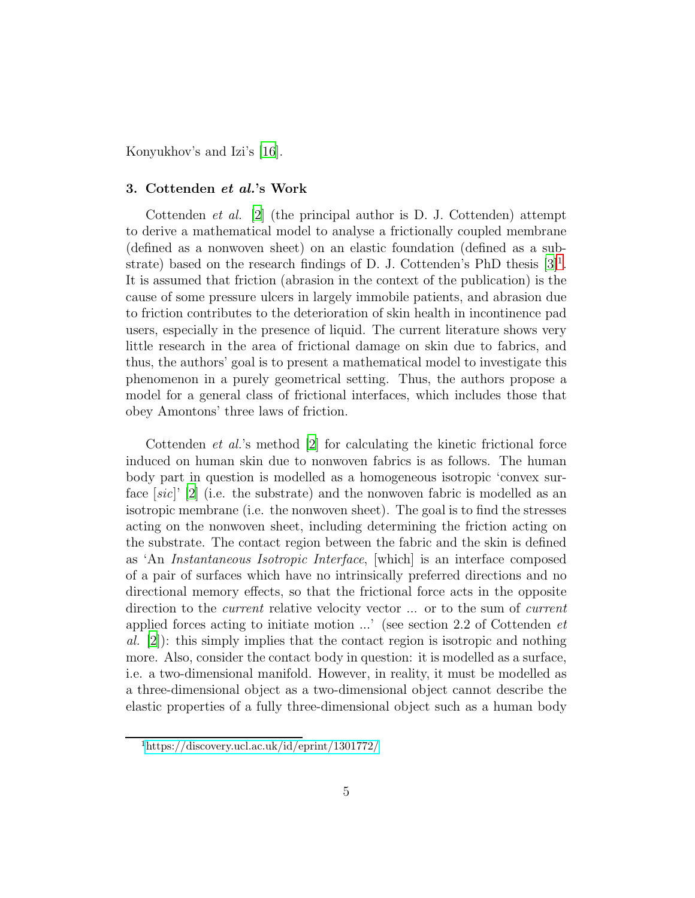Konyukhov's and Izi's [16].

## 3. Cottenden *et al.*'s Work

Cottenden *et al.* [2] (the principal author is D. J. Cottenden) attempt to derive a mathematical model to analyse a frictionally coupled membrane (defined as a nonwoven sheet) on an elastic foundation (defined as a substrate) based on the research findings of D. J. Cottenden's PhD thesis [3][1]. It is assumed that friction (abrasion in the context of the publication) is the cause of some pressure ulcers in largely immobile patients, and abrasion due to friction contributes to the deterioration of skin health in incontinence pad users, especially in the presence of liquid. The current literature shows very little research in the area of frictional damage on skin due to fabrics, and thus, the authors' goal is to present a mathematical model to investigate this phenomenon in a purely geometrical setting. Thus, the authors propose a model for a general class of frictional interfaces, which includes those that obey Amontons' three laws of friction.

Cottenden *et al.*'s method [2] for calculating the kinetic frictional force induced on human skin due to nonwoven fabrics is as follows. The human body part in question is modelled as a homogeneous isotropic 'convex surface [*sic*]' [2] (i.e. the substrate) and the nonwoven fabric is modelled as an isotropic membrane (i.e. the nonwoven sheet). The goal is to find the stresses acting on the nonwoven sheet, including determining the friction acting on the substrate. The contact region between the fabric and the skin is defined as 'An *Instantaneous Isotropic Interface*, [which] is an interface composed of a pair of surfaces which have no intrinsically preferred directions and no directional memory effects, so that the frictional force acts in the opposite direction to the *current* relative velocity vector ... or to the sum of *current* applied forces acting to initiate motion ...' (see section 2.2 of Cottenden *et al.* [2]): this simply implies that the contact region is isotropic and nothing more. Also, consider the contact body in question: it is modelled as a surface, i.e. a two-dimensional manifold. However, in reality, it must be modelled as a three-dimensional object as a two-dimensional object cannot describe the elastic properties of a fully three-dimensional object such as a human body

[1] https://discovery.ucl.ac.uk/id/eprint/1301772/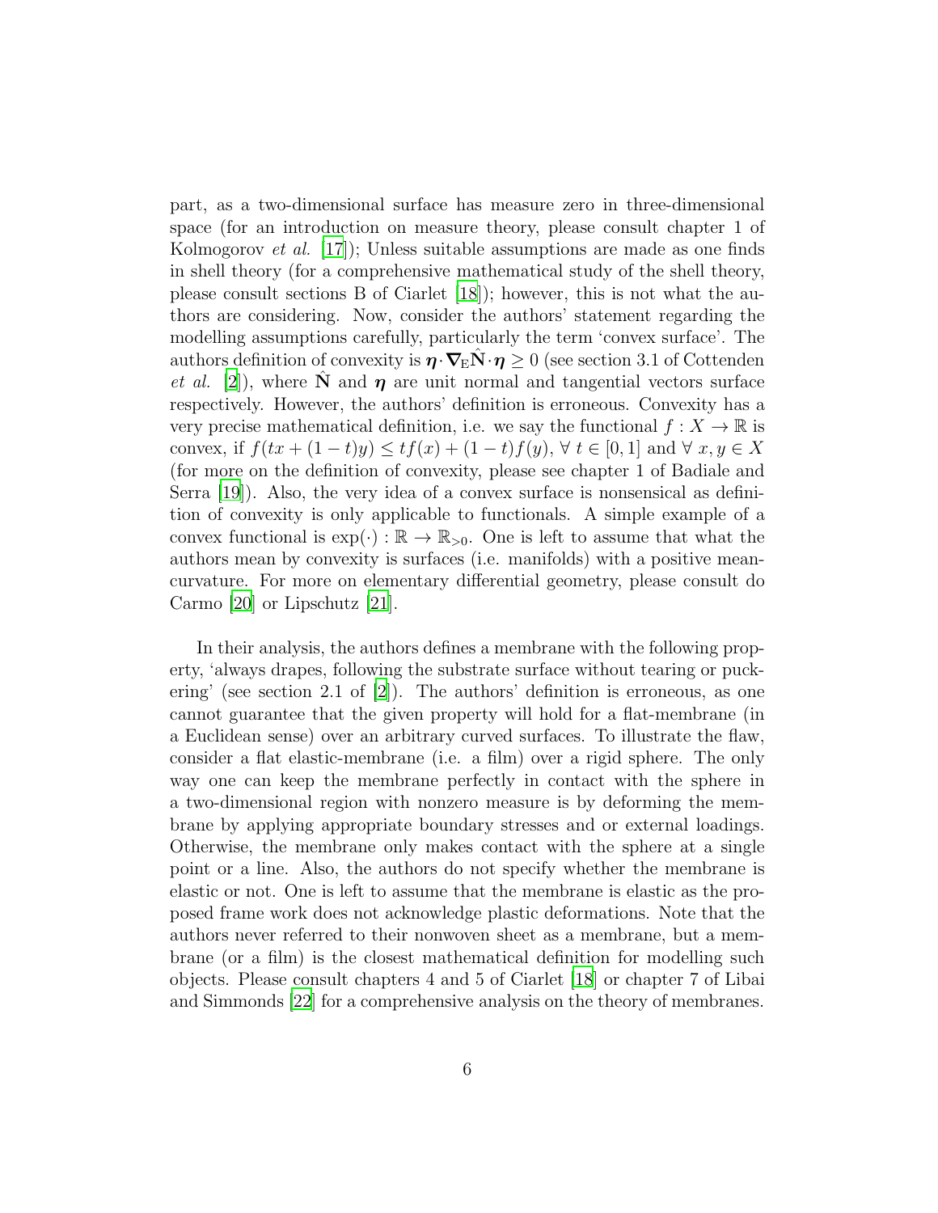part, as a two-dimensional surface has measure zero in three-dimensional space (for an introduction on measure theory, please consult chapter 1 of Kolmogorov *et al.* [17]); Unless suitable assumptions are made as one finds in shell theory (for a comprehensive mathematical study of the shell theory, please consult sections B of Ciarlet [18]); however, this is not what the authors are considering. Now, consider the authors' statement regarding the modelling assumptions carefully, particularly the term 'convex surface'. The authors definition of convexity is $\boldsymbol{\eta} \cdot \boldsymbol{\nabla}_{\mathrm{E}} \hat{\mathbf{N}} \cdot \boldsymbol{\eta} \geq 0$ (see section 3.1 of Cottenden *et al.* [2]), where $\hat{\mathbf{N}}$ and $\boldsymbol{\eta}$ are unit normal and tangential vectors surface respectively. However, the authors' definition is erroneous. Convexity has a very precise mathematical definition, i.e. we say the functional $f : X \to \mathbb{R}$ is convex, if $f(tx + (1-t)y) \leq tf(x) + (1-t)f(y)$, $\forall\ t \in [0, 1]$ and $\forall\ x, y \in X$ (for more on the definition of convexity, please see chapter 1 of Badiale and Serra [19]). Also, the very idea of a convex surface is nonsensical as definition of convexity is only applicable to functionals. A simple example of a convex functional is $\exp(\cdot) : \mathbb{R} \to \mathbb{R}_{>0}$. One is left to assume that what the authors mean by convexity is surfaces (i.e. manifolds) with a positive mean-curvature. For more on elementary differential geometry, please consult do Carmo [20] or Lipschutz [21].

In their analysis, the authors defines a membrane with the following property, 'always drapes, following the substrate surface without tearing or puckering' (see section 2.1 of [2]). The authors' definition is erroneous, as one cannot guarantee that the given property will hold for a flat-membrane (in a Euclidean sense) over an arbitrary curved surfaces. To illustrate the flaw, consider a flat elastic-membrane (i.e. a film) over a rigid sphere. The only way one can keep the membrane perfectly in contact with the sphere in a two-dimensional region with nonzero measure is by deforming the membrane by applying appropriate boundary stresses and or external loadings. Otherwise, the membrane only makes contact with the sphere at a single point or a line. Also, the authors do not specify whether the membrane is elastic or not. One is left to assume that the membrane is elastic as the proposed frame work does not acknowledge plastic deformations. Note that the authors never referred to their nonwoven sheet as a membrane, but a membrane (or a film) is the closest mathematical definition for modelling such objects. Please consult chapters 4 and 5 of Ciarlet [18] or chapter 7 of Libai and Simmonds [22] for a comprehensive analysis on the theory of membranes.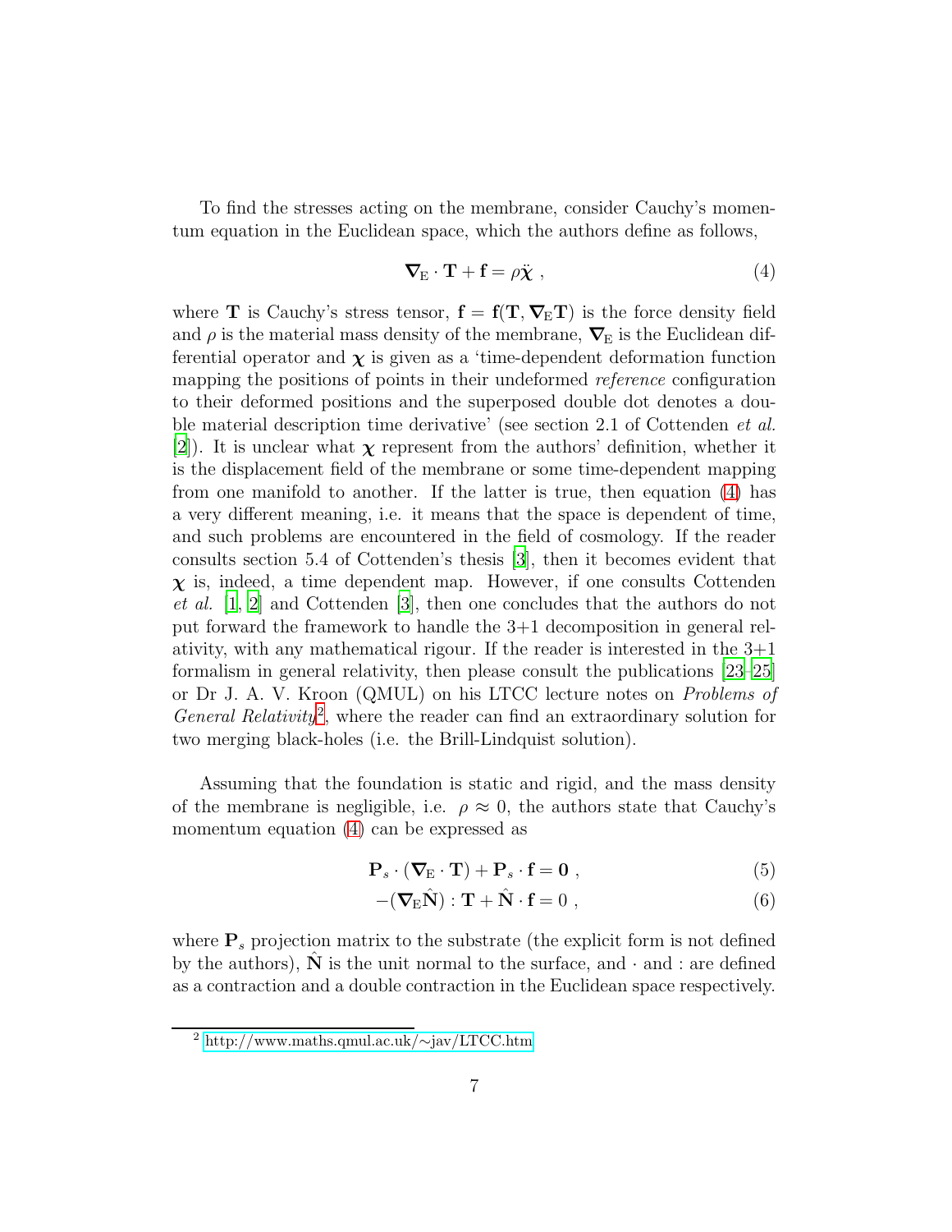To find the stresses acting on the membrane, consider Cauchy's momentum equation in the Euclidean space, which the authors define as follows,

$$\boldsymbol{\nabla}_{\mathrm{E}} \cdot \mathbf{T} + \mathbf{f} = \rho \ddot{\boldsymbol{\chi}} \ , \tag{4}$$

where $\mathbf{T}$ is Cauchy's stress tensor, $\mathbf{f} = \mathbf{f}(\mathbf{T}, \boldsymbol{\nabla}_{\mathrm{E}}\mathbf{T})$ is the force density field and $\rho$ is the material mass density of the membrane, $\boldsymbol{\nabla}_{\mathrm{E}}$ is the Euclidean differential operator and $\boldsymbol{\chi}$ is given as a 'time-dependent deformation function mapping the positions of points in their undeformed *reference* configuration to their deformed positions and the superposed double dot denotes a double material description time derivative' (see section 2.1 of Cottenden *et al.* [2]). It is unclear what $\boldsymbol{\chi}$ represent from the authors' definition, whether it is the displacement field of the membrane or some time-dependent mapping from one manifold to another. If the latter is true, then equation (4) has a very different meaning, i.e. it means that the space is dependent of time, and such problems are encountered in the field of cosmology. If the reader consults section 5.4 of Cottenden's thesis [3], then it becomes evident that $\boldsymbol{\chi}$ is, indeed, a time dependent map. However, if one consults Cottenden *et al.* [1, 2] and Cottenden [3], then one concludes that the authors do not put forward the framework to handle the 3+1 decomposition in general relativity, with any mathematical rigour. If the reader is interested in the 3+1 formalism in general relativity, then please consult the publications [23–25] or Dr J. A. V. Kroon (QMUL) on his LTCC lecture notes on *Problems of General Relativity*[2], where the reader can find an extraordinary solution for two merging black-holes (i.e. the Brill-Lindquist solution).

Assuming that the foundation is static and rigid, and the mass density of the membrane is negligible, i.e. $\rho \approx 0$, the authors state that Cauchy's momentum equation (4) can be expressed as

$$\mathbf{P}_s \cdot (\boldsymbol{\nabla}_{\mathrm{E}} \cdot \mathbf{T}) + \mathbf{P}_s \cdot \mathbf{f} = \mathbf{0} \ , \tag{5}$$

$$-(\boldsymbol{\nabla}_{\mathrm{E}}\hat{\mathbf{N}}) : \mathbf{T} + \hat{\mathbf{N}} \cdot \mathbf{f} = 0 \ , \tag{6}$$

where $\mathbf{P}_s$ projection matrix to the substrate (the explicit form is not defined by the authors), $\hat{\mathbf{N}}$ is the unit normal to the surface, and $\cdot$ and $:$ are defined as a contraction and a double contraction in the Euclidean space respectively.

[2] http://www.maths.qmul.ac.uk/~jav/LTCC.htm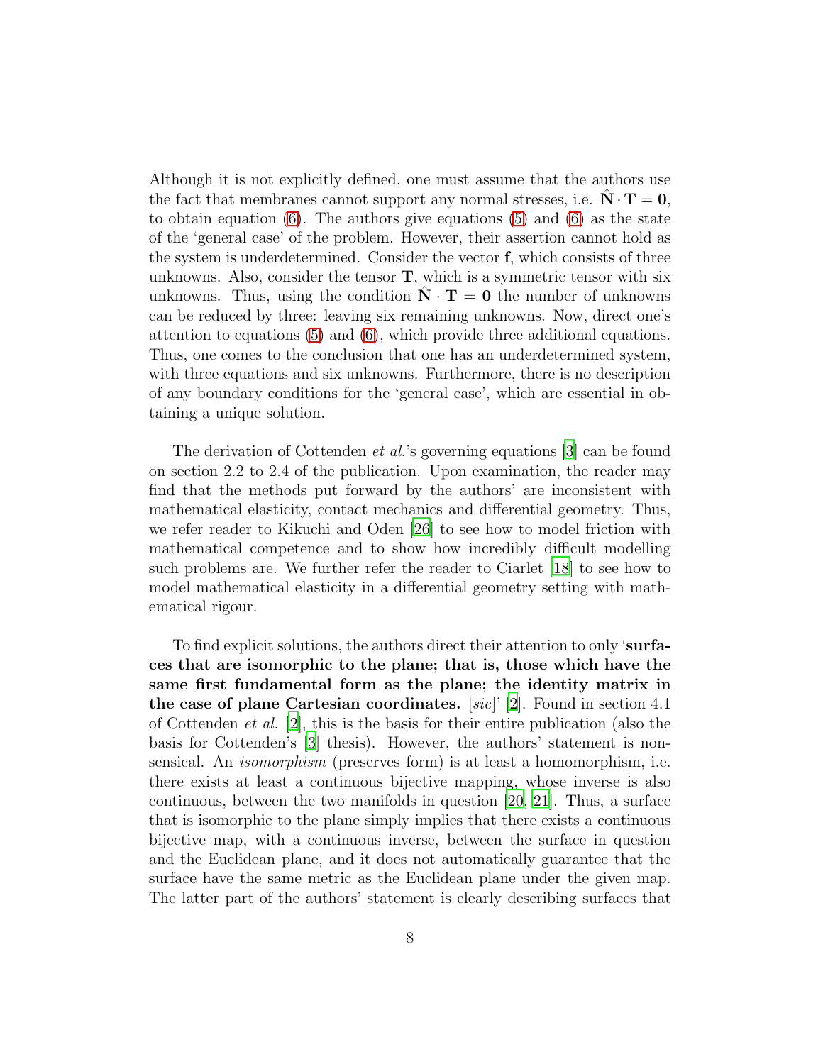Although it is not explicitly defined, one must assume that the authors use the fact that membranes cannot support any normal stresses, i.e. $\hat{\mathbf{N}} \cdot \mathbf{T} = \mathbf{0}$, to obtain equation (6). The authors give equations (5) and (6) as the state of the 'general case' of the problem. However, their assertion cannot hold as the system is underdetermined. Consider the vector $\mathbf{f}$, which consists of three unknowns. Also, consider the tensor $\mathbf{T}$, which is a symmetric tensor with six unknowns. Thus, using the condition $\hat{\mathbf{N}} \cdot \mathbf{T} = \mathbf{0}$ the number of unknowns can be reduced by three: leaving six remaining unknowns. Now, direct one's attention to equations (5) and (6), which provide three additional equations. Thus, one comes to the conclusion that one has an underdetermined system, with three equations and six unknowns. Furthermore, there is no description of any boundary conditions for the 'general case', which are essential in obtaining a unique solution.

The derivation of Cottenden *et al.*'s governing equations [3] can be found on section 2.2 to 2.4 of the publication. Upon examination, the reader may find that the methods put forward by the authors' are inconsistent with mathematical elasticity, contact mechanics and differential geometry. Thus, we refer reader to Kikuchi and Oden [26] to see how to model friction with mathematical competence and to show how incredibly difficult modelling such problems are. We further refer the reader to Ciarlet [18] to see how to model mathematical elasticity in a differential geometry setting with mathematical rigour.

To find explicit solutions, the authors direct their attention to only '**surfaces that are isomorphic to the plane; that is, those which have the same first fundamental form as the plane; the identity matrix in the case of plane Cartesian coordinates.** [*sic*]' [2]. Found in section 4.1 of Cottenden *et al.* [2], this is the basis for their entire publication (also the basis for Cottenden's [3] thesis). However, the authors' statement is nonsensical. An *isomorphism* (preserves form) is at least a homomorphism, i.e. there exists at least a continuous bijective mapping, whose inverse is also continuous, between the two manifolds in question [20, 21]. Thus, a surface that is isomorphic to the plane simply implies that there exists a continuous bijective map, with a continuous inverse, between the surface in question and the Euclidean plane, and it does not automatically guarantee that the surface have the same metric as the Euclidean plane under the given map. The latter part of the authors' statement is clearly describing surfaces that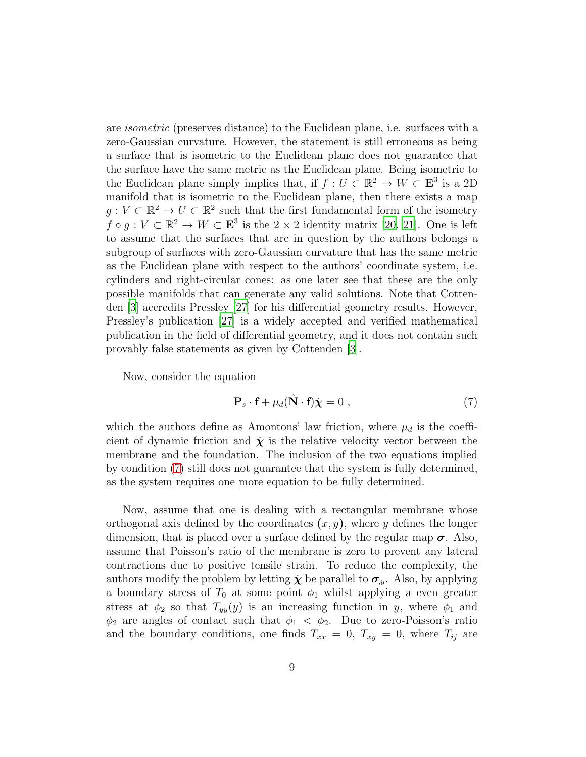are *isometric* (preserves distance) to the Euclidean plane, i.e. surfaces with a zero-Gaussian curvature. However, the statement is still erroneous as being a surface that is isometric to the Euclidean plane does not guarantee that the surface have the same metric as the Euclidean plane. Being isometric to the Euclidean plane simply implies that, if $f : U \subset \mathbb{R}^2 \to W \subset \mathbf{E}^3$ is a 2D manifold that is isometric to the Euclidean plane, then there exists a map $g : V \subset \mathbb{R}^2 \to U \subset \mathbb{R}^2$ such that the first fundamental form of the isometry $f \circ g : V \subset \mathbb{R}^2 \to W \subset \mathbf{E}^3$ is the $2 \times 2$ identity matrix [20, 21]. One is left to assume that the surfaces that are in question by the authors belongs a subgroup of surfaces with zero-Gaussian curvature that has the same metric as the Euclidean plane with respect to the authors' coordinate system, i.e. cylinders and right-circular cones: as one later see that these are the only possible manifolds that can generate any valid solutions. Note that Cottenden [3] accredits Pressley [27] for his differential geometry results. However, Pressley's publication [27] is a widely accepted and verified mathematical publication in the field of differential geometry, and it does not contain such provably false statements as given by Cottenden [3].

Now, consider the equation

$$\mathbf{P}_s \cdot \mathbf{f} + \mu_d(\hat{\mathbf{N}} \cdot \mathbf{f})\dot{\boldsymbol{\chi}} = 0 \ , \tag{7}$$

which the authors define as Amontons' law friction, where $\mu_d$ is the coefficient of dynamic friction and $\dot{\boldsymbol{\chi}}$ is the relative velocity vector between the membrane and the foundation. The inclusion of the two equations implied by condition (7) still does not guarantee that the system is fully determined, as the system requires one more equation to be fully determined.

Now, assume that one is dealing with a rectangular membrane whose orthogonal axis defined by the coordinates $(x, y)$, where $y$ defines the longer dimension, that is placed over a surface defined by the regular map $\boldsymbol{\sigma}$. Also, assume that Poisson's ratio of the membrane is zero to prevent any lateral contractions due to positive tensile strain. To reduce the complexity, the authors modify the problem by letting $\dot{\boldsymbol{\chi}}$ be parallel to $\boldsymbol{\sigma}_{,y}$. Also, by applying a boundary stress of $T_0$ at some point $\phi_1$ whilst applying a even greater stress at $\phi_2$ so that $T_{yy}(y)$ is an increasing function in $y$, where $\phi_1$ and $\phi_2$ are angles of contact such that $\phi_1 < \phi_2$. Due to zero-Poisson's ratio and the boundary conditions, one finds $T_{xx} = 0$, $T_{xy} = 0$, where $T_{ij}$ are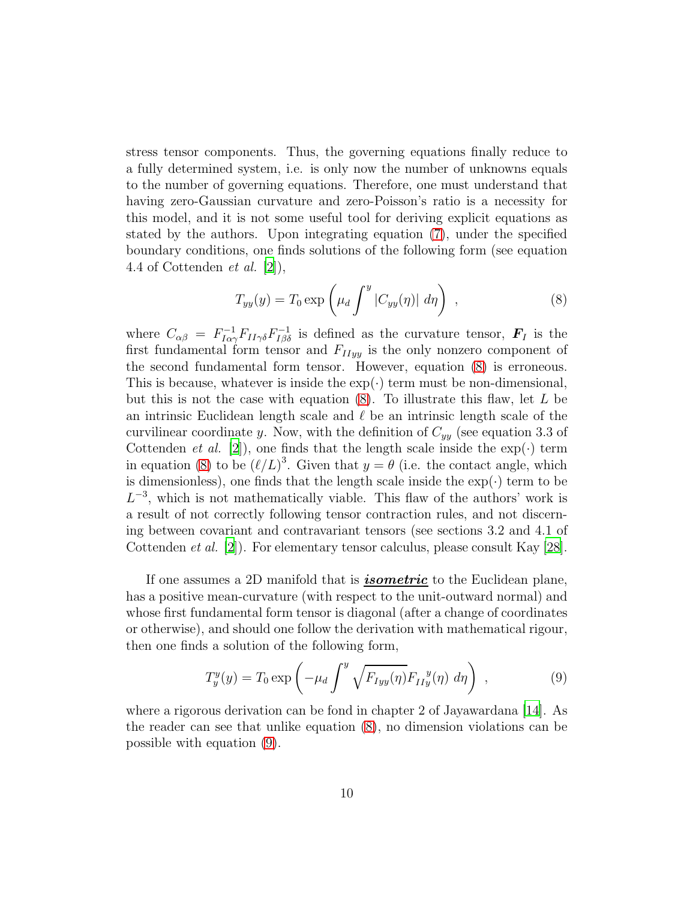stress tensor components. Thus, the governing equations finally reduce to a fully determined system, i.e. is only now the number of unknowns equals to the number of governing equations. Therefore, one must understand that having zero-Gaussian curvature and zero-Poisson's ratio is a necessity for this model, and it is not some useful tool for deriving explicit equations as stated by the authors. Upon integrating equation (7), under the specified boundary conditions, one finds solutions of the following form (see equation 4.4 of Cottenden *et al.* [2]),

$$T_{yy}(y) = T_0 \exp\left(\mu_d \int^y |C_{yy}(\eta)| \ d\eta\right) \ , \tag{8}$$

where $C_{\alpha\beta} = F^{-1}_{I\alpha\gamma} F_{II\gamma\delta} F^{-1}_{I\beta\delta}$ is defined as the curvature tensor, $\boldsymbol{F_I}$ is the first fundamental form tensor and $F_{IIyy}$ is the only nonzero component of the second fundamental form tensor. However, equation (8) is erroneous. This is because, whatever is inside the $\exp(\cdot)$ term must be non-dimensional, but this is not the case with equation (8). To illustrate this flaw, let $L$ be an intrinsic Euclidean length scale and $\ell$ be an intrinsic length scale of the curvilinear coordinate $y$. Now, with the definition of $C_{yy}$ (see equation 3.3 of Cottenden *et al.* [2]), one finds that the length scale inside the $\exp(\cdot)$ term in equation (8) to be $(\ell/L)^3$. Given that $y = \theta$ (i.e. the contact angle, which is dimensionless), one finds that the length scale inside the $\exp(\cdot)$ term to be $L^{-3}$, which is not mathematically viable. This flaw of the authors' work is a result of not correctly following tensor contraction rules, and not discerning between covariant and contravariant tensors (see sections 3.2 and 4.1 of Cottenden *et al.* [2]). For elementary tensor calculus, please consult Kay [28].

If one assumes a 2D manifold that is ***isometric*** to the Euclidean plane, has a positive mean-curvature (with respect to the unit-outward normal) and whose first fundamental form tensor is diagonal (after a change of coordinates or otherwise), and should one follow the derivation with mathematical rigour, then one finds a solution of the following form,

$$T^y_y(y) = T_0 \exp\left(-\mu_d \int^y \sqrt{F_{Iyy}(\eta)} {F_{II}}^y_y(\eta) \ d\eta\right) \ , \tag{9}$$

where a rigorous derivation can be fond in chapter 2 of Jayawardana [14]. As the reader can see that unlike equation (8), no dimension violations can be possible with equation (9).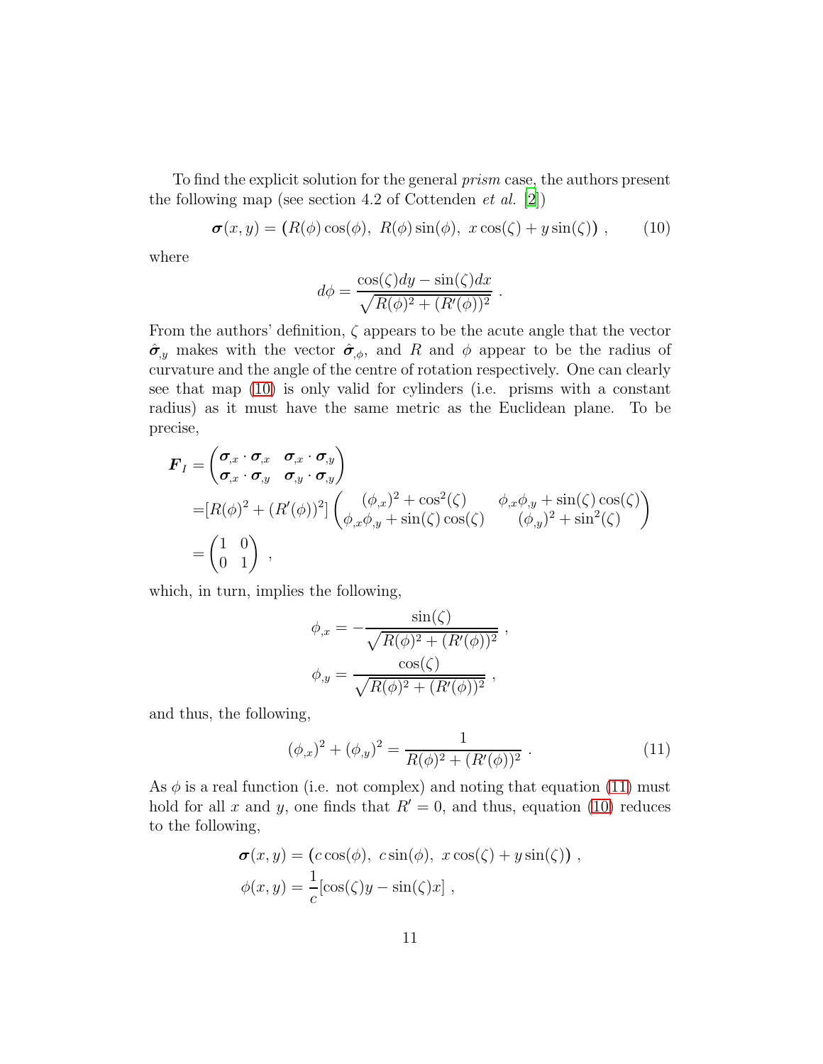To find the explicit solution for the general *prism* case, the authors present the following map (see section 4.2 of Cottenden *et al.* [2])

$$\boldsymbol{\sigma}(x,y) = \big(R(\phi)\cos(\phi),\ R(\phi)\sin(\phi),\ x\cos(\zeta) + y\sin(\zeta)\big)\ , \tag{10}$$

where

$$d\phi = \frac{\cos(\zeta)dy - \sin(\zeta)dx}{\sqrt{R(\phi)^2 + (R'(\phi))^2}}\ .$$

From the authors' definition, $\zeta$ appears to be the acute angle that the vector $\hat{\boldsymbol{\sigma}}_{,y}$ makes with the vector $\hat{\boldsymbol{\sigma}}_{,\phi}$, and $R$ and $\phi$ appear to be the radius of curvature and the angle of the centre of rotation respectively. One can clearly see that map (10) is only valid for cylinders (i.e. prisms with a constant radius) as it must have the same metric as the Euclidean plane. To be precise,

$$\begin{aligned}
\boldsymbol{F}_I &= \begin{pmatrix} \boldsymbol{\sigma}_{,x}\cdot\boldsymbol{\sigma}_{,x} & \boldsymbol{\sigma}_{,x}\cdot\boldsymbol{\sigma}_{,y} \\ \boldsymbol{\sigma}_{,x}\cdot\boldsymbol{\sigma}_{,y} & \boldsymbol{\sigma}_{,y}\cdot\boldsymbol{\sigma}_{,y} \end{pmatrix} \\
&= [R(\phi)^2 + (R'(\phi))^2] \begin{pmatrix} (\phi_{,x})^2 + \cos^2(\zeta) & \phi_{,x}\phi_{,y} + \sin(\zeta)\cos(\zeta) \\ \phi_{,x}\phi_{,y} + \sin(\zeta)\cos(\zeta) & (\phi_{,y})^2 + \sin^2(\zeta) \end{pmatrix} \\
&= \begin{pmatrix} 1 & 0 \\ 0 & 1 \end{pmatrix}\ ,
\end{aligned}$$

which, in turn, implies the following,

$$\begin{aligned}
\phi_{,x} &= -\frac{\sin(\zeta)}{\sqrt{R(\phi)^2 + (R'(\phi))^2}}\ , \\
\phi_{,y} &= \frac{\cos(\zeta)}{\sqrt{R(\phi)^2 + (R'(\phi))^2}}\ ,
\end{aligned}$$

and thus, the following,

$$(\phi_{,x})^2 + (\phi_{,y})^2 = \frac{1}{R(\phi)^2 + (R'(\phi))^2}\ . \tag{11}$$

As $\phi$ is a real function (i.e. not complex) and noting that equation (11) must hold for all $x$ and $y$, one finds that $R' = 0$, and thus, equation (10) reduces to the following,

$$\begin{aligned}
\boldsymbol{\sigma}(x,y) &= \big(c\cos(\phi),\ c\sin(\phi),\ x\cos(\zeta) + y\sin(\zeta)\big)\ , \\
\phi(x,y) &= \frac{1}{c}[\cos(\zeta)y - \sin(\zeta)x]\ ,
\end{aligned}$$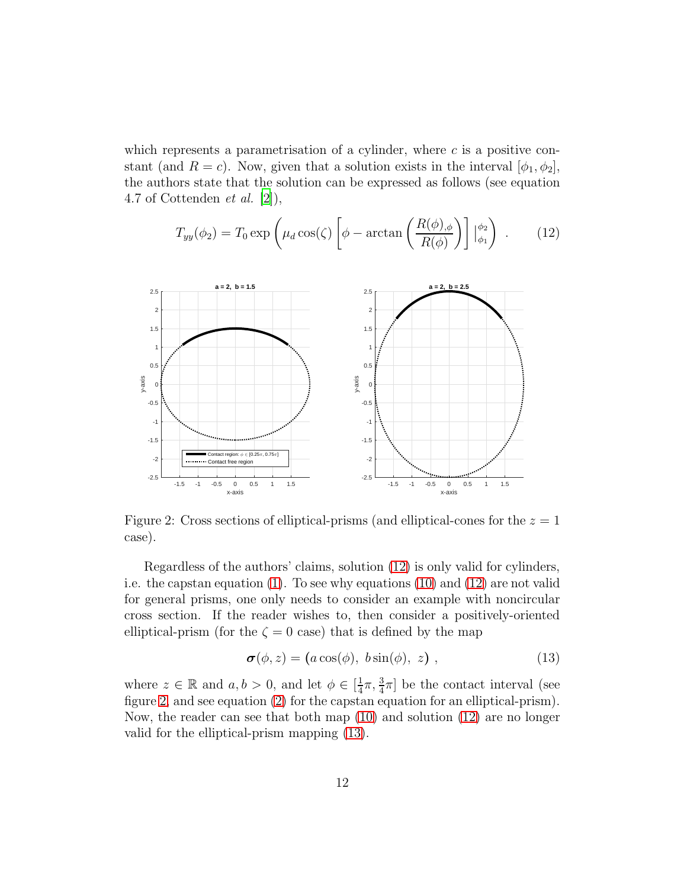which represents a parametrisation of a cylinder, where $c$ is a positive constant (and $R = c$). Now, given that a solution exists in the interval $[\phi_1, \phi_2]$, the authors state that the solution can be expressed as follows (see equation 4.7 of Cottenden *et al.* [2]),

$$T_{yy}(\phi_2) = T_0 \exp\left(\mu_d \cos(\zeta) \left[\phi - \arctan\left(\frac{R(\phi)_{,\phi}}{R(\phi)}\right)\right] \Big|_{\phi_1}^{\phi_2}\right) . \tag{12}$$

Figure 2: Cross sections of elliptical-prisms (and elliptical-cones for the $z = 1$ case).

Regardless of the authors' claims, solution (12) is only valid for cylinders, i.e. the capstan equation (1). To see why equations (10) and (12) are not valid for general prisms, one only needs to consider an example with noncircular cross section. If the reader wishes to, then consider a positively-oriented elliptical-prism (for the $\zeta = 0$ case) that is defined by the map

$$\boldsymbol{\sigma}(\phi, z) = (a\cos(\phi),\ b\sin(\phi),\ z) , \tag{13}$$

where $z \in \mathbb{R}$ and $a, b > 0$, and let $\phi \in [\frac{1}{4}\pi, \frac{3}{4}\pi]$ be the contact interval (see figure 2, and see equation (2) for the capstan equation for an elliptical-prism). Now, the reader can see that both map (10) and solution (12) are no longer valid for the elliptical-prism mapping (13).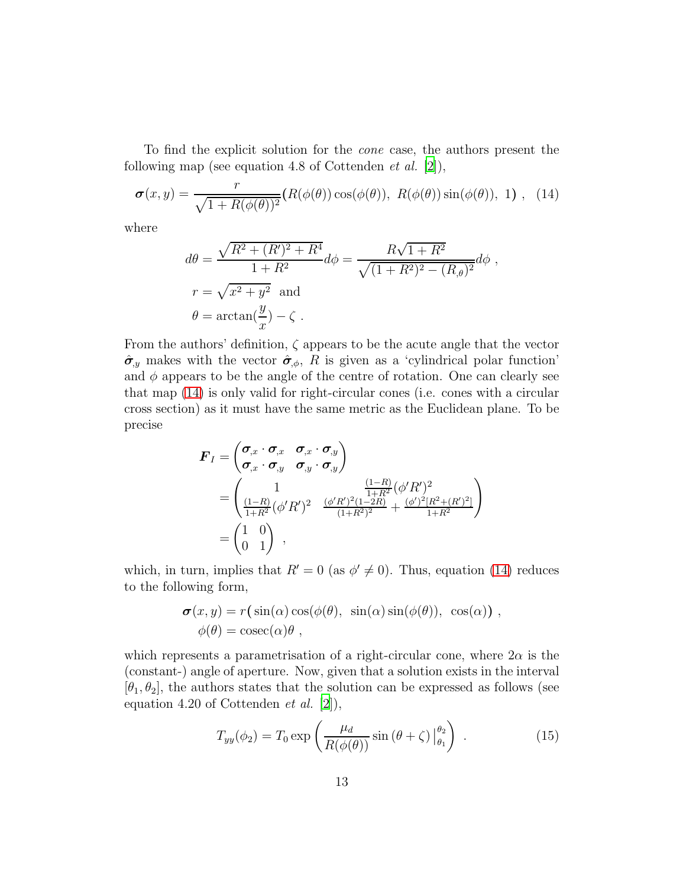To find the explicit solution for the *cone* case, the authors present the following map (see equation 4.8 of Cottenden *et al.* [2]),

$$\boldsymbol{\sigma}(x,y) = \frac{r}{\sqrt{1+R(\phi(\theta))^2}}\big(R(\phi(\theta))\cos(\phi(\theta)),\ R(\phi(\theta))\sin(\phi(\theta)),\ 1\big)\ , \quad (14)$$

where

$$d\theta = \frac{\sqrt{R^2+(R')^2+R^4}}{1+R^2}d\phi = \frac{R\sqrt{1+R^2}}{\sqrt{(1+R^2)^2-(R_{,\theta})^2}}d\phi\ ,$$
$$r = \sqrt{x^2+y^2}\ \text{ and}$$
$$\theta = \arctan(\frac{y}{x}) - \zeta\ .$$

From the authors' definition, $\zeta$ appears to be the acute angle that the vector $\hat{\boldsymbol{\sigma}}_{,y}$ makes with the vector $\hat{\boldsymbol{\sigma}}_{,\phi}$, $R$ is given as a 'cylindrical polar function' and $\phi$ appears to be the angle of the centre of rotation. One can clearly see that map (14) is only valid for right-circular cones (i.e. cones with a circular cross section) as it must have the same metric as the Euclidean plane. To be precise

$$\begin{aligned}
\boldsymbol{F}_I &= \begin{pmatrix} \boldsymbol{\sigma}_{,x}\cdot\boldsymbol{\sigma}_{,x} & \boldsymbol{\sigma}_{,x}\cdot\boldsymbol{\sigma}_{,y} \\ \boldsymbol{\sigma}_{,x}\cdot\boldsymbol{\sigma}_{,y} & \boldsymbol{\sigma}_{,y}\cdot\boldsymbol{\sigma}_{,y} \end{pmatrix} \\
&= \begin{pmatrix} 1 & \frac{(1-R)}{1+R^2}(\phi'R')^2 \\ \frac{(1-R)}{1+R^2}(\phi'R')^2 & \frac{(\phi'R')^2(1-2R)}{(1+R^2)^2} + \frac{(\phi')^2[R^2+(R')^2]}{1+R^2} \end{pmatrix} \\
&= \begin{pmatrix} 1 & 0 \\ 0 & 1 \end{pmatrix}\ ,
\end{aligned}$$

which, in turn, implies that $R'=0$ (as $\phi' \neq 0$). Thus, equation (14) reduces to the following form,

$$\begin{aligned}
\boldsymbol{\sigma}(x,y) &= r\big(\sin(\alpha)\cos(\phi(\theta),\ \sin(\alpha)\sin(\phi(\theta)),\ \cos(\alpha)\big)\ ,\\
\phi(\theta) &= \operatorname{cosec}(\alpha)\theta\ ,
\end{aligned}$$

which represents a parametrisation of a right-circular cone, where $2\alpha$ is the (constant-) angle of aperture. Now, given that a solution exists in the interval $[\theta_1, \theta_2]$, the authors states that the solution can be expressed as follows (see equation 4.20 of Cottenden *et al.* [2]),

$$T_{yy}(\phi_2) = T_0 \exp\left(\frac{\mu_d}{R(\phi(\theta))}\sin\left(\theta+\zeta\right)\Big|_{\theta_1}^{\theta_2}\right)\ . \quad (15)$$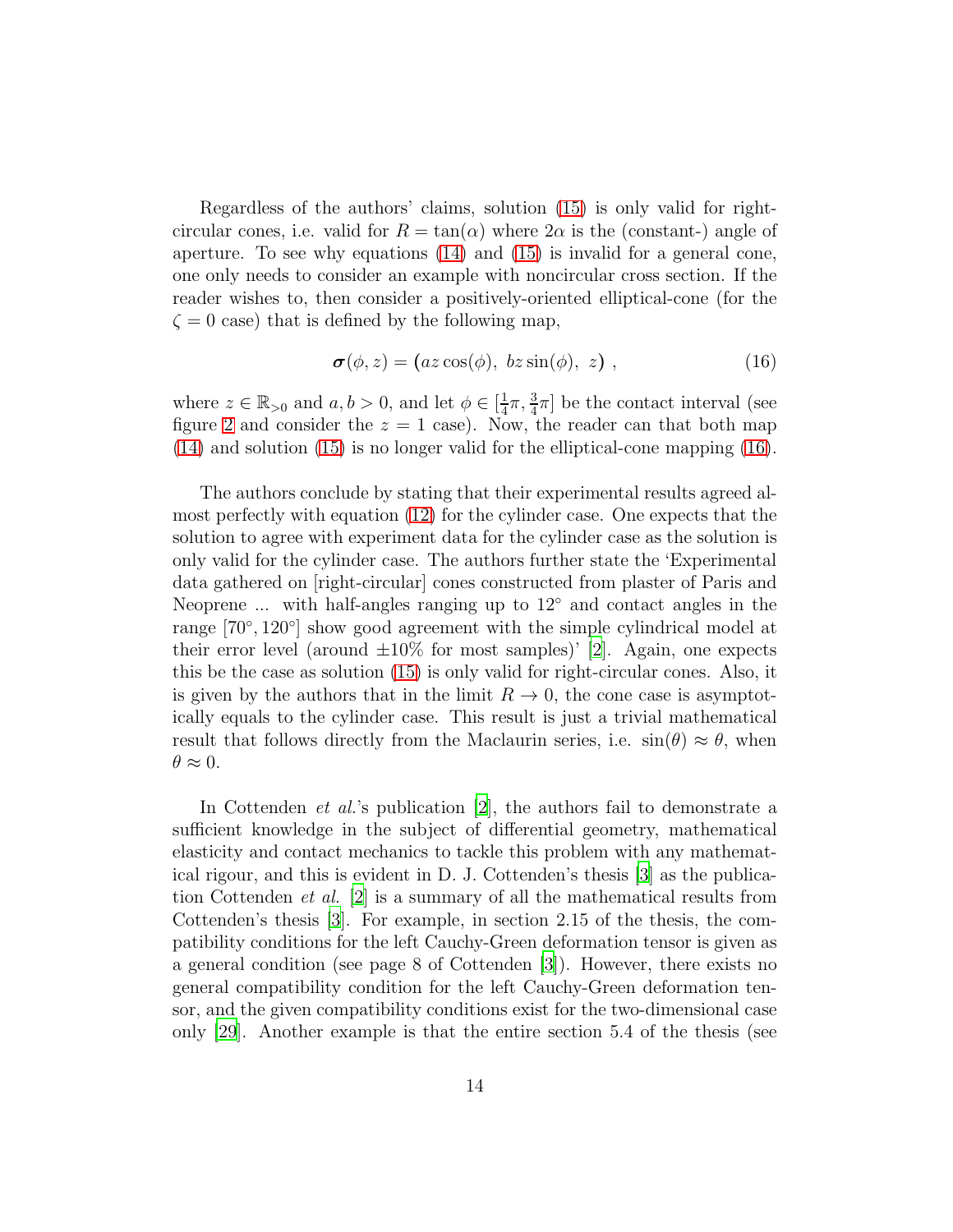Regardless of the authors' claims, solution (15) is only valid for right-circular cones, i.e. valid for $R = \tan(\alpha)$ where $2\alpha$ is the (constant-) angle of aperture. To see why equations (14) and (15) is invalid for a general cone, one only needs to consider an example with noncircular cross section. If the reader wishes to, then consider a positively-oriented elliptical-cone (for the $\zeta = 0$ case) that is defined by the following map,

$$\boldsymbol{\sigma}(\phi, z) = \big(az\cos(\phi),\ bz\sin(\phi),\ z\big)\ , \tag{16}$$

where $z \in \mathbb{R}_{>0}$ and $a, b > 0$, and let $\phi \in [\frac{1}{4}\pi, \frac{3}{4}\pi]$ be the contact interval (see figure 2 and consider the $z = 1$ case). Now, the reader can that both map (14) and solution (15) is no longer valid for the elliptical-cone mapping (16).

The authors conclude by stating that their experimental results agreed almost perfectly with equation (12) for the cylinder case. One expects that the solution to agree with experiment data for the cylinder case as the solution is only valid for the cylinder case. The authors further state the 'Experimental data gathered on [right-circular] cones constructed from plaster of Paris and Neoprene ... with half-angles ranging up to 12° and contact angles in the range [70°, 120°] show good agreement with the simple cylindrical model at their error level (around ±10% for most samples)' [2]. Again, one expects this be the case as solution (15) is only valid for right-circular cones. Also, it is given by the authors that in the limit $R \to 0$, the cone case is asymptotically equals to the cylinder case. This result is just a trivial mathematical result that follows directly from the Maclaurin series, i.e. $\sin(\theta) \approx \theta$, when $\theta \approx 0$.

In Cottenden *et al.*'s publication [2], the authors fail to demonstrate a sufficient knowledge in the subject of differential geometry, mathematical elasticity and contact mechanics to tackle this problem with any mathematical rigour, and this is evident in D. J. Cottenden's thesis [3] as the publication Cottenden *et al.* [2] is a summary of all the mathematical results from Cottenden's thesis [3]. For example, in section 2.15 of the thesis, the compatibility conditions for the left Cauchy-Green deformation tensor is given as a general condition (see page 8 of Cottenden [3]). However, there exists no general compatibility condition for the left Cauchy-Green deformation tensor, and the given compatibility conditions exist for the two-dimensional case only [29]. Another example is that the entire section 5.4 of the thesis (see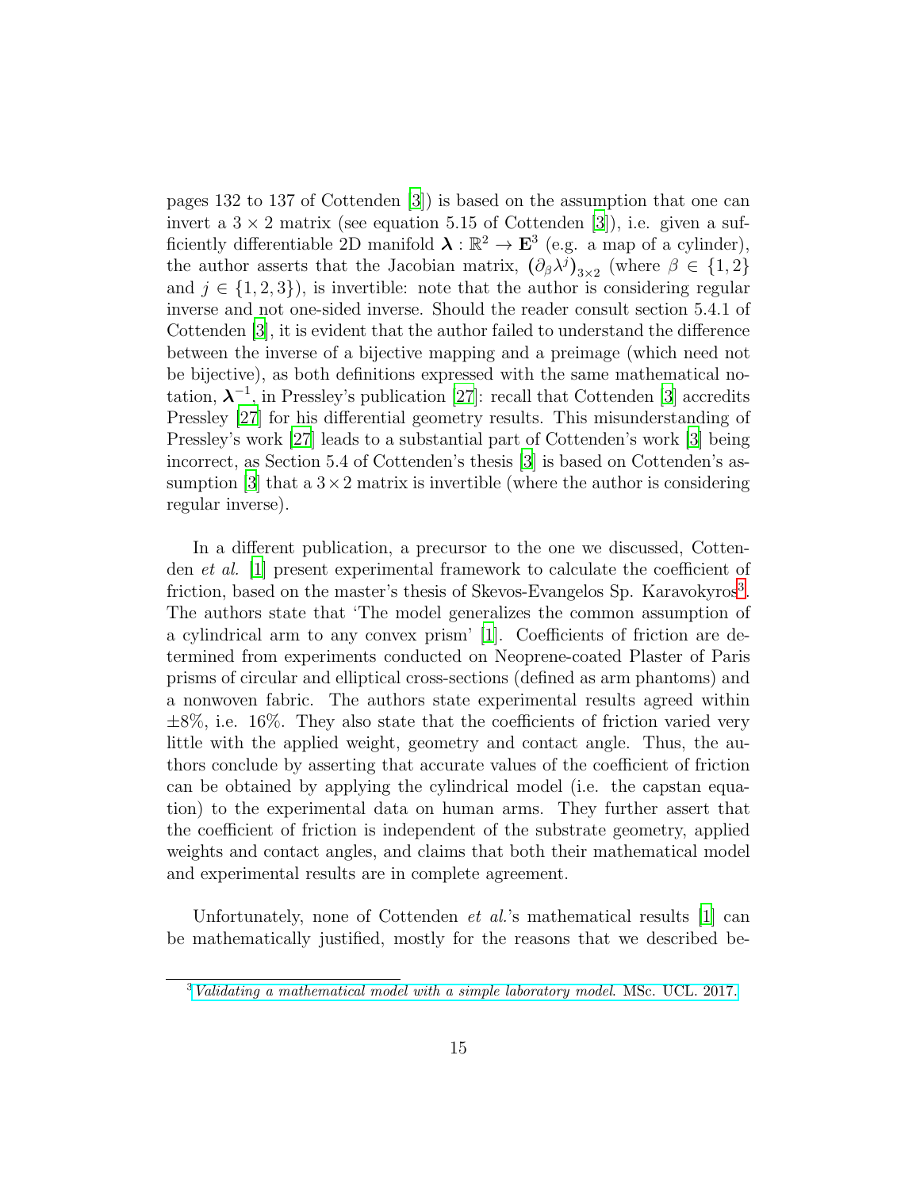pages 132 to 137 of Cottenden [3]) is based on the assumption that one can invert a $3 \times 2$ matrix (see equation 5.15 of Cottenden [3]), i.e. given a sufficiently differentiable 2D manifold $\boldsymbol{\lambda} : \mathbb{R}^2 \to \mathbf{E}^3$ (e.g. a map of a cylinder), the author asserts that the Jacobian matrix, $(\partial_\beta \lambda^j)_{3\times 2}$ (where $\beta \in \{1, 2\}$ and $j \in \{1, 2, 3\}$), is invertible: note that the author is considering regular inverse and not one-sided inverse. Should the reader consult section 5.4.1 of Cottenden [3], it is evident that the author failed to understand the difference between the inverse of a bijective mapping and a preimage (which need not be bijective), as both definitions expressed with the same mathematical notation, $\boldsymbol{\lambda}^{-1}$, in Pressley's publication [27]: recall that Cottenden [3] accredits Pressley [27] for his differential geometry results. This misunderstanding of Pressley's work [27] leads to a substantial part of Cottenden's work [3] being incorrect, as Section 5.4 of Cottenden's thesis [3] is based on Cottenden's assumption [3] that a $3 \times 2$ matrix is invertible (where the author is considering regular inverse).

In a different publication, a precursor to the one we discussed, Cottenden *et al.* [1] present experimental framework to calculate the coefficient of friction, based on the master's thesis of Skevos-Evangelos Sp. Karavokyros[3]. The authors state that 'The model generalizes the common assumption of a cylindrical arm to any convex prism' [1]. Coefficients of friction are determined from experiments conducted on Neoprene-coated Plaster of Paris prisms of circular and elliptical cross-sections (defined as arm phantoms) and a nonwoven fabric. The authors state experimental results agreed within $\pm 8\%$, i.e. 16%. They also state that the coefficients of friction varied very little with the applied weight, geometry and contact angle. Thus, the authors conclude by asserting that accurate values of the coefficient of friction can be obtained by applying the cylindrical model (i.e. the capstan equation) to the experimental data on human arms. They further assert that the coefficient of friction is independent of the substrate geometry, applied weights and contact angles, and claims that both their mathematical model and experimental results are in complete agreement.

Unfortunately, none of Cottenden *et al.*'s mathematical results [1] can be mathematically justified, mostly for the reasons that we described be-

[3] *Validating a mathematical model with a simple laboratory model*. MSc. UCL. 2017.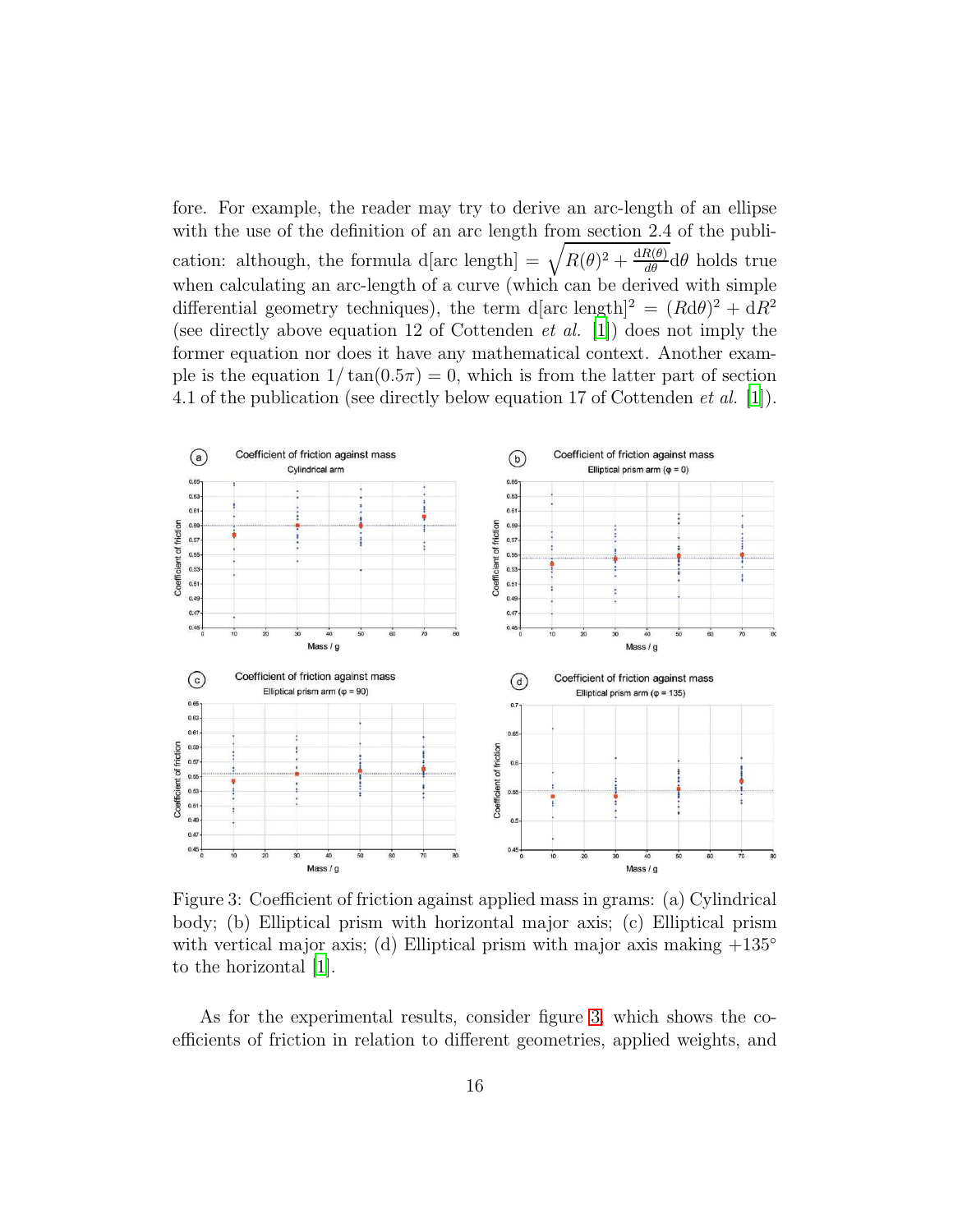fore. For example, the reader may try to derive an arc-length of an ellipse with the use of the definition of an arc length from section 2.4 of the publication: although, the formula d[arc length] $= \sqrt{R(\theta)^2 + \frac{\mathrm{d}R(\theta)}{d\theta}}\mathrm{d}\theta$ holds true when calculating an arc-length of a curve (which can be derived with simple differential geometry techniques), the term d[arc length]$^2 = (R\mathrm{d}\theta)^2 + \mathrm{d}R^2$ (see directly above equation 12 of Cottenden *et al.* [1]) does not imply the former equation nor does it have any mathematical context. Another example is the equation $1/\tan(0.5\pi) = 0$, which is from the latter part of section 4.1 of the publication (see directly below equation 17 of Cottenden *et al.* [1]).

Figure 3: Coefficient of friction against applied mass in grams: (a) Cylindrical body; (b) Elliptical prism with horizontal major axis; (c) Elliptical prism with vertical major axis; (d) Elliptical prism with major axis making +135° to the horizontal [1].

As for the experimental results, consider figure 3, which shows the coefficients of friction in relation to different geometries, applied weights, and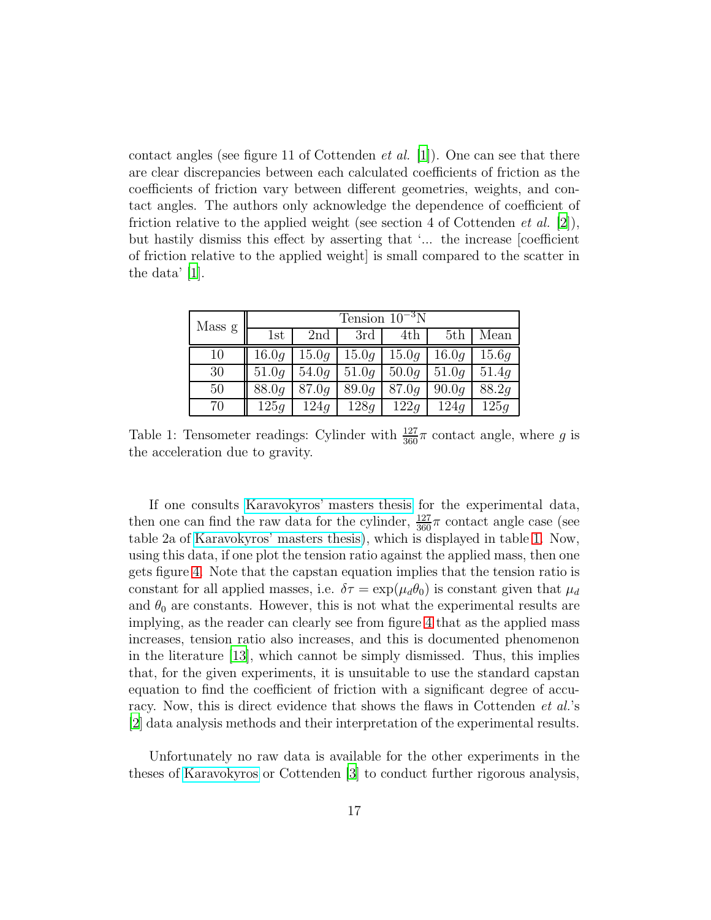contact angles (see figure 11 of Cottenden *et al.* [1]). One can see that there are clear discrepancies between each calculated coefficients of friction as the coefficients of friction vary between different geometries, weights, and contact angles. The authors only acknowledge the dependence of coefficient of friction relative to the applied weight (see section 4 of Cottenden *et al.* [2]), but hastily dismiss this effect by asserting that '... the increase [coefficient of friction relative to the applied weight] is small compared to the scatter in the data' [1].

| Mass g | Tension $10^{-3}$N | | | | | |
|---|---|---|---|---|---|---|
| | 1st | 2nd | 3rd | 4th | 5th | Mean |
| 10 | $16.0g$ | $15.0g$ | $15.0g$ | $15.0g$ | $16.0g$ | $15.6g$ |
| 30 | $51.0g$ | $54.0g$ | $51.0g$ | $50.0g$ | $51.0g$ | $51.4g$ |
| 50 | $88.0g$ | $87.0g$ | $89.0g$ | $87.0g$ | $90.0g$ | $88.2g$ |
| 70 | $125g$ | $124g$ | $128g$ | $122g$ | $124g$ | $125g$ |

Table 1: Tensometer readings: Cylinder with $\frac{127}{360}\pi$ contact angle, where $g$ is the acceleration due to gravity.

If one consults Karavokyros' masters thesis for the experimental data, then one can find the raw data for the cylinder, $\frac{127}{360}\pi$ contact angle case (see table 2a of Karavokyros' masters thesis), which is displayed in table 1. Now, using this data, if one plot the tension ratio against the applied mass, then one gets figure 4. Note that the capstan equation implies that the tension ratio is constant for all applied masses, i.e. $\delta\tau = \exp(\mu_d \theta_0)$ is constant given that $\mu_d$ and $\theta_0$ are constants. However, this is not what the experimental results are implying, as the reader can clearly see from figure 4 that as the applied mass increases, tension ratio also increases, and this is documented phenomenon in the literature [13], which cannot be simply dismissed. Thus, this implies that, for the given experiments, it is unsuitable to use the standard capstan equation to find the coefficient of friction with a significant degree of accuracy. Now, this is direct evidence that shows the flaws in Cottenden *et al.*'s [2] data analysis methods and their interpretation of the experimental results.

Unfortunately no raw data is available for the other experiments in the theses of Karavokyros or Cottenden [3] to conduct further rigorous analysis,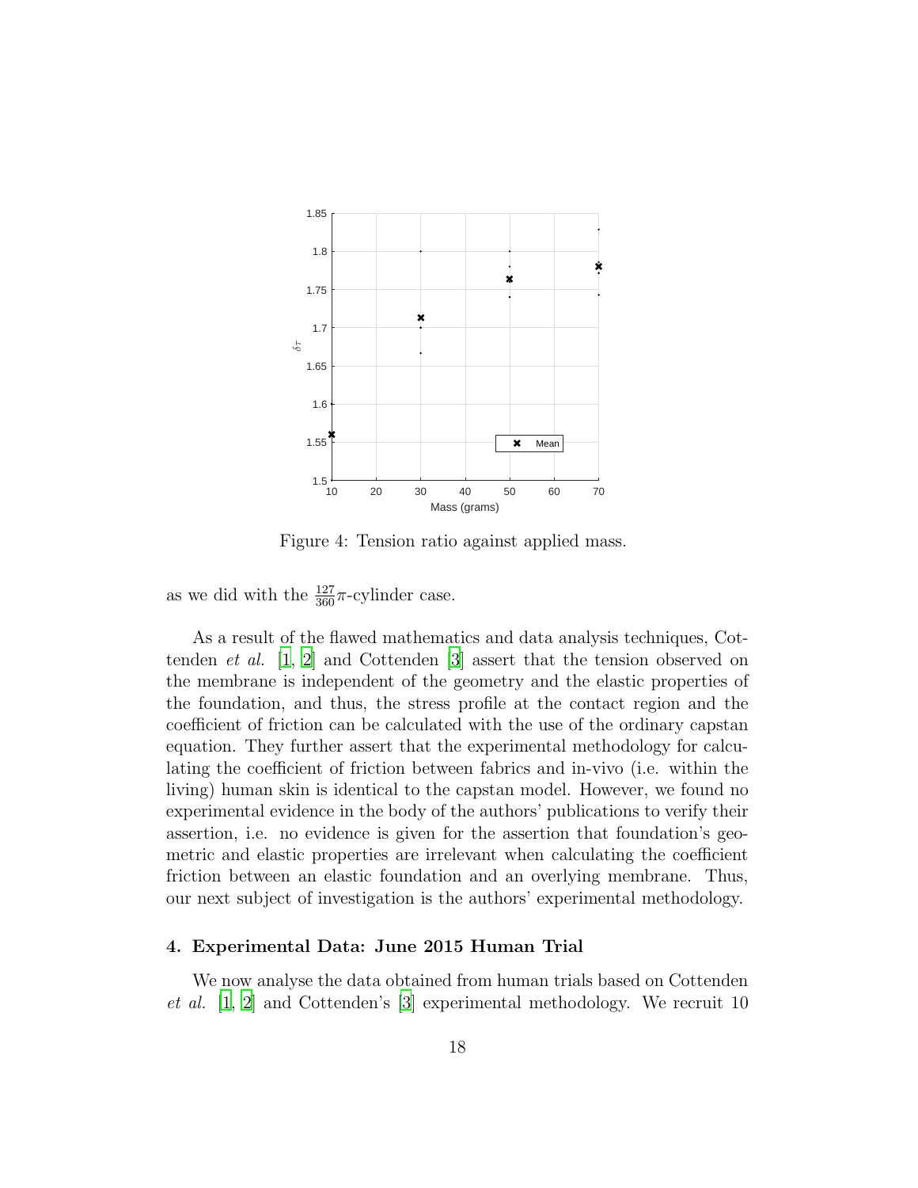Figure 4: Tension ratio against applied mass.

as we did with the $\frac{127}{360}\pi$-cylinder case.

As a result of the flawed mathematics and data analysis techniques, Cottenden *et al.* [1, 2] and Cottenden [3] assert that the tension observed on the membrane is independent of the geometry and the elastic properties of the foundation, and thus, the stress profile at the contact region and the coefficient of friction can be calculated with the use of the ordinary capstan equation. They further assert that the experimental methodology for calculating the coefficient of friction between fabrics and in-vivo (i.e. within the living) human skin is identical to the capstan model. However, we found no experimental evidence in the body of the authors' publications to verify their assertion, i.e. no evidence is given for the assertion that foundation's geometric and elastic properties are irrelevant when calculating the coefficient friction between an elastic foundation and an overlying membrane. Thus, our next subject of investigation is the authors' experimental methodology.

## 4. Experimental Data: June 2015 Human Trial

We now analyse the data obtained from human trials based on Cottenden *et al.* [1, 2] and Cottenden's [3] experimental methodology. We recruit 10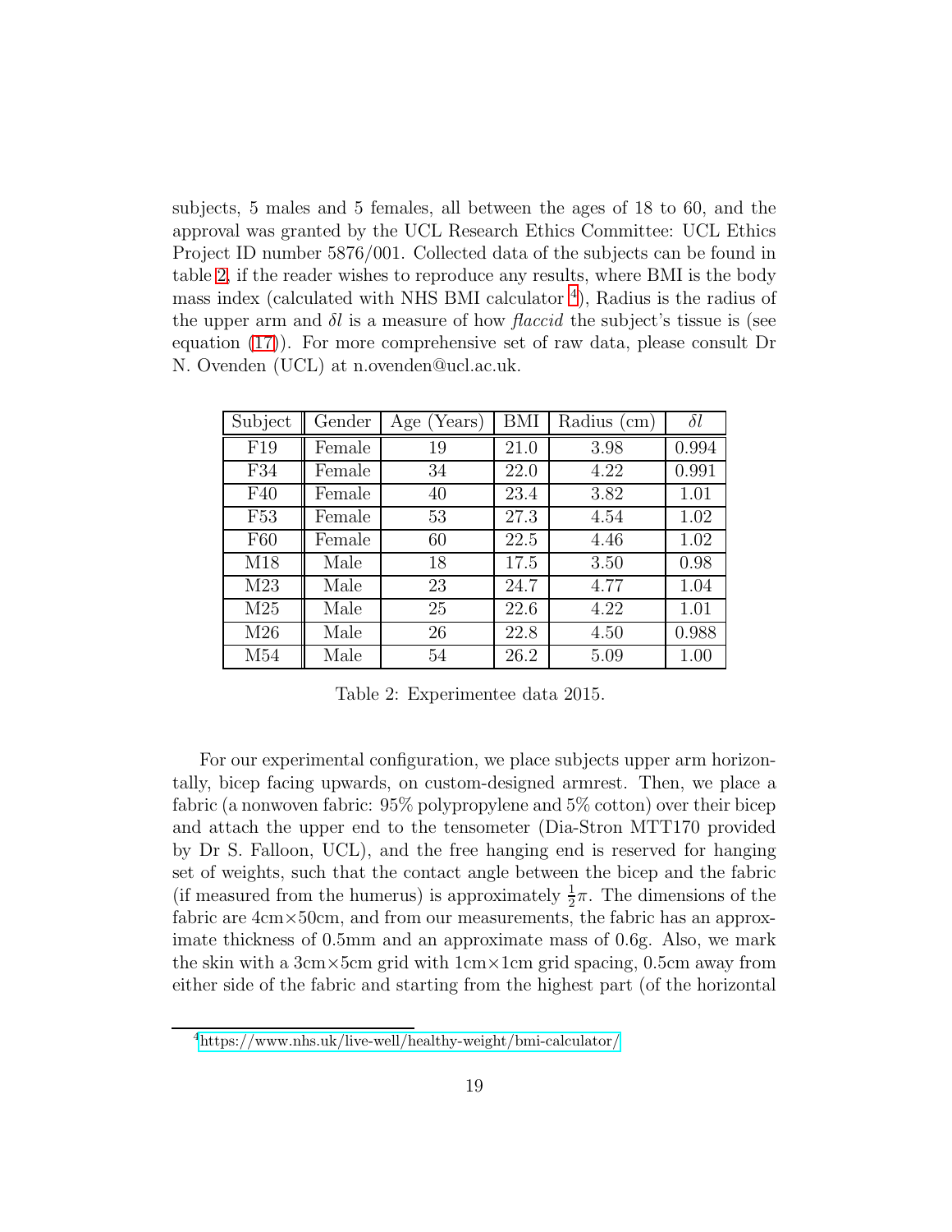subjects, 5 males and 5 females, all between the ages of 18 to 60, and the approval was granted by the UCL Research Ethics Committee: UCL Ethics Project ID number 5876/001. Collected data of the subjects can be found in table 2, if the reader wishes to reproduce any results, where BMI is the body mass index (calculated with NHS BMI calculator [4]), Radius is the radius of the upper arm and $\delta l$ is a measure of how *flaccid* the subject's tissue is (see equation (17)). For more comprehensive set of raw data, please consult Dr N. Ovenden (UCL) at n.ovenden@ucl.ac.uk.

| Subject | Gender | Age (Years) | BMI | Radius (cm) | $\delta l$ |
|---|---|---|---|---|---|
| F19 | Female | 19 | 21.0 | 3.98 | 0.994 |
| F34 | Female | 34 | 22.0 | 4.22 | 0.991 |
| F40 | Female | 40 | 23.4 | 3.82 | 1.01 |
| F53 | Female | 53 | 27.3 | 4.54 | 1.02 |
| F60 | Female | 60 | 22.5 | 4.46 | 1.02 |
| M18 | Male | 18 | 17.5 | 3.50 | 0.98 |
| M23 | Male | 23 | 24.7 | 4.77 | 1.04 |
| M25 | Male | 25 | 22.6 | 4.22 | 1.01 |
| M26 | Male | 26 | 22.8 | 4.50 | 0.988 |
| M54 | Male | 54 | 26.2 | 5.09 | 1.00 |

Table 2: Experimentee data 2015.

For our experimental configuration, we place subjects upper arm horizontally, bicep facing upwards, on custom-designed armrest. Then, we place a fabric (a nonwoven fabric: 95% polypropylene and 5% cotton) over their bicep and attach the upper end to the tensometer (Dia-Stron MTT170 provided by Dr S. Falloon, UCL), and the free hanging end is reserved for hanging set of weights, such that the contact angle between the bicep and the fabric (if measured from the humerus) is approximately $\frac{1}{2}\pi$. The dimensions of the fabric are 4cm×50cm, and from our measurements, the fabric has an approximate thickness of 0.5mm and an approximate mass of 0.6g. Also, we mark the skin with a 3cm×5cm grid with 1cm×1cm grid spacing, 0.5cm away from either side of the fabric and starting from the highest part (of the horizontal

[4] https://www.nhs.uk/live-well/healthy-weight/bmi-calculator/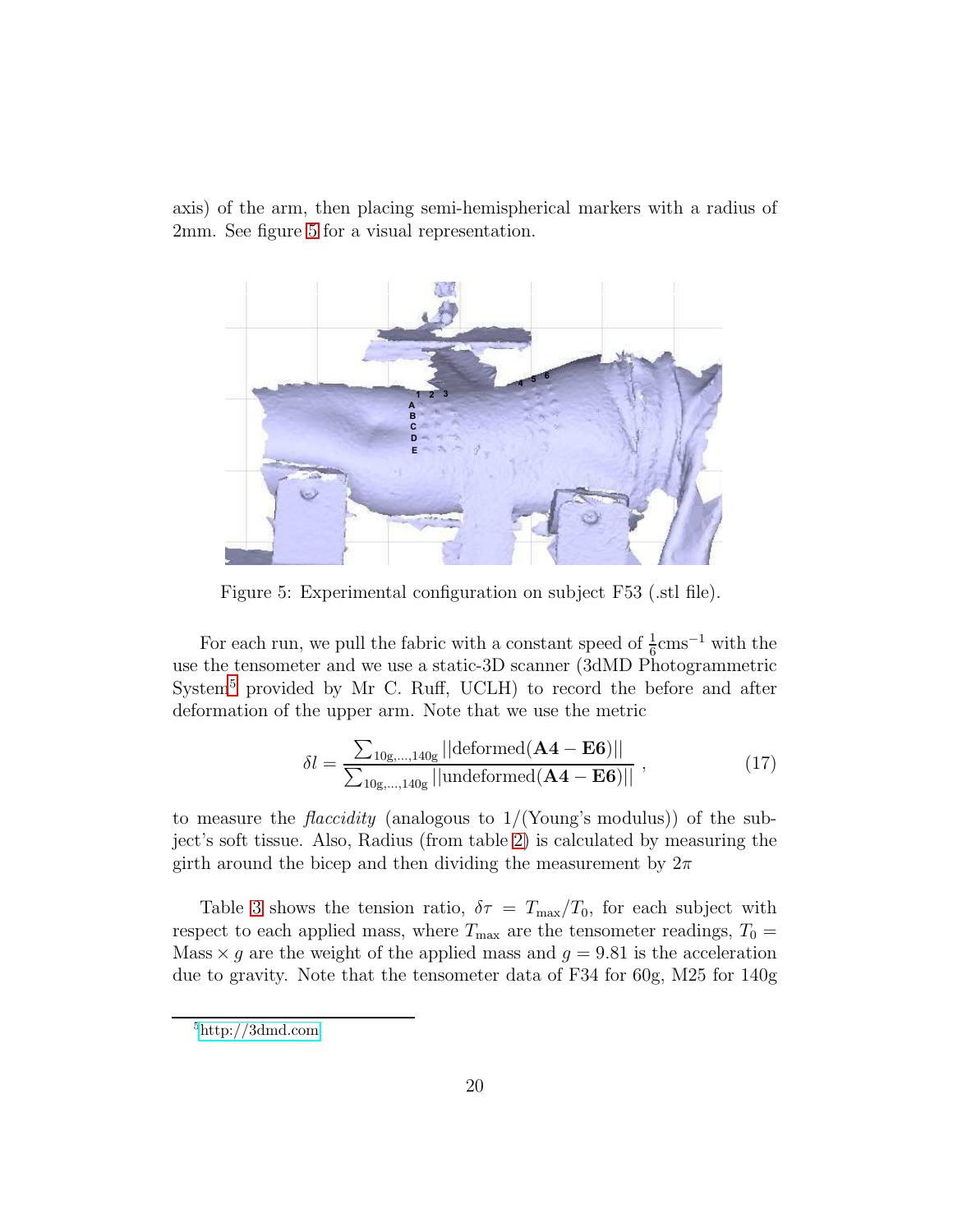axis) of the arm, then placing semi-hemispherical markers with a radius of 2mm. See figure 5 for a visual representation.

Figure 5: Experimental configuration on subject F53 (.stl file).

For each run, we pull the fabric with a constant speed of $\frac{1}{6}\text{cms}^{-1}$ with the use the tensometer and we use a static-3D scanner (3dMD Photogrammetric System[5] provided by Mr C. Ruff, UCLH) to record the before and after deformation of the upper arm. Note that we use the metric

$$\delta l = \frac{\sum_{10\text{g},\ldots,140\text{g}} ||\text{deformed}(\mathbf{A4} - \mathbf{E6})||}{\sum_{10\text{g},\ldots,140\text{g}} ||\text{undeformed}(\mathbf{A4} - \mathbf{E6})||} \; , \tag{17}$$

to measure the *flaccidity* (analogous to 1/(Young's modulus)) of the subject's soft tissue. Also, Radius (from table 2) is calculated by measuring the girth around the bicep and then dividing the measurement by $2\pi$

Table 3 shows the tension ratio, $\delta\tau = T_{\max}/T_0$, for each subject with respect to each applied mass, where $T_{\max}$ are the tensometer readings, $T_0 = \text{Mass} \times g$ are the weight of the applied mass and $g = 9.81$ is the acceleration due to gravity. Note that the tensometer data of F34 for 60g, M25 for 140g

[5] http://3dmd.com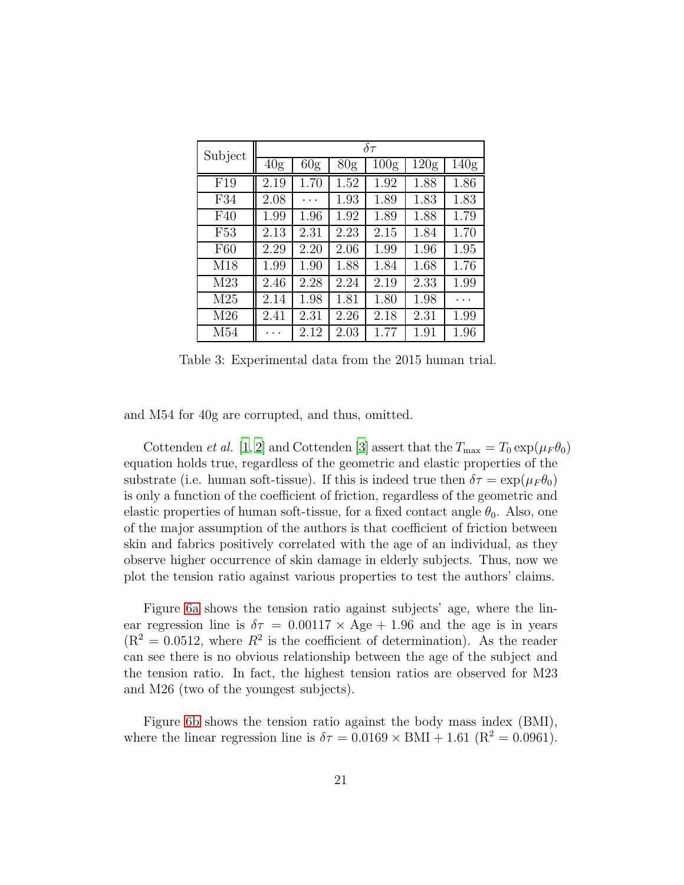| Subject | $\delta\tau$ | | | | | |
|---|---|---|---|---|---|---|
| | 40g | 60g | 80g | 100g | 120g | 140g |
| F19 | 2.19 | 1.70 | 1.52 | 1.92 | 1.88 | 1.86 |
| F34 | 2.08 | $\cdots$ | 1.93 | 1.89 | 1.83 | 1.83 |
| F40 | 1.99 | 1.96 | 1.92 | 1.89 | 1.88 | 1.79 |
| F53 | 2.13 | 2.31 | 2.23 | 2.15 | 1.84 | 1.70 |
| F60 | 2.29 | 2.20 | 2.06 | 1.99 | 1.96 | 1.95 |
| M18 | 1.99 | 1.90 | 1.88 | 1.84 | 1.68 | 1.76 |
| M23 | 2.46 | 2.28 | 2.24 | 2.19 | 2.33 | 1.99 |
| M25 | 2.14 | 1.98 | 1.81 | 1.80 | 1.98 | $\cdots$ |
| M26 | 2.41 | 2.31 | 2.26 | 2.18 | 2.31 | 1.99 |
| M54 | $\cdots$ | 2.12 | 2.03 | 1.77 | 1.91 | 1.96 |

Table 3: Experimental data from the 2015 human trial.

and M54 for 40g are corrupted, and thus, omitted.

Cottenden *et al.* [1, 2] and Cottenden [3] assert that the $T_{\max} = T_0 \exp(\mu_F \theta_0)$ equation holds true, regardless of the geometric and elastic properties of the substrate (i.e. human soft-tissue). If this is indeed true then $\delta\tau = \exp(\mu_F \theta_0)$ is only a function of the coefficient of friction, regardless of the geometric and elastic properties of human soft-tissue, for a fixed contact angle $\theta_0$. Also, one of the major assumption of the authors is that coefficient of friction between skin and fabrics positively correlated with the age of an individual, as they observe higher occurrence of skin damage in elderly subjects. Thus, now we plot the tension ratio against various properties to test the authors' claims.

Figure 6a shows the tension ratio against subjects' age, where the linear regression line is $\delta\tau = 0.00117 \times \text{Age} + 1.96$ and the age is in years ($\text{R}^2 = 0.0512$, where $R^2$ is the coefficient of determination). As the reader can see there is no obvious relationship between the age of the subject and the tension ratio. In fact, the highest tension ratios are observed for M23 and M26 (two of the youngest subjects).

Figure 6b shows the tension ratio against the body mass index (BMI), where the linear regression line is $\delta\tau = 0.0169 \times \text{BMI} + 1.61$ ($\text{R}^2 = 0.0961$).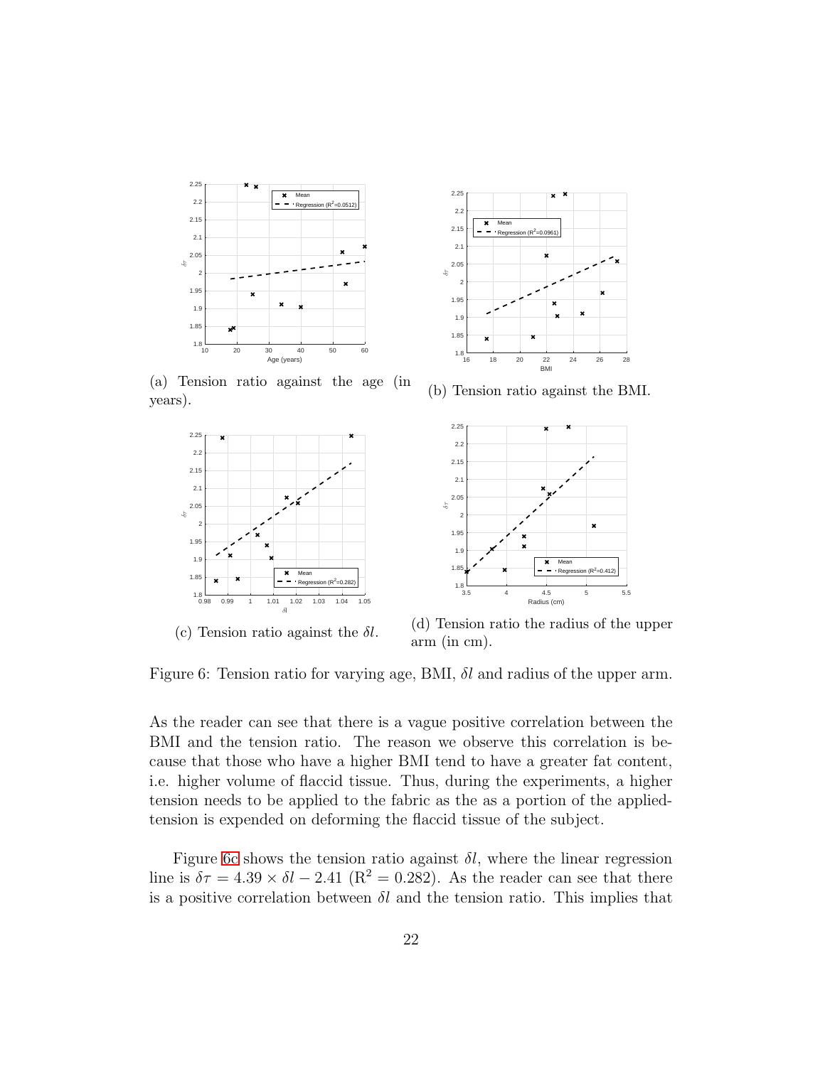(a) Tension ratio against the age (in years).

(b) Tension ratio against the BMI.

(c) Tension ratio against the $\delta l$.

(d) Tension ratio the radius of the upper arm (in cm).

Figure 6: Tension ratio for varying age, BMI, $\delta l$ and radius of the upper arm.

As the reader can see that there is a vague positive correlation between the BMI and the tension ratio. The reason we observe this correlation is because that those who have a higher BMI tend to have a greater fat content, i.e. higher volume of flaccid tissue. Thus, during the experiments, a higher tension needs to be applied to the fabric as the as a portion of the applied-tension is expended on deforming the flaccid tissue of the subject.

Figure 6c shows the tension ratio against $\delta l$, where the linear regression line is $\delta\tau = 4.39 \times \delta l - 2.41$ ($R^2 = 0.282$). As the reader can see that there is a positive correlation between $\delta l$ and the tension ratio. This implies that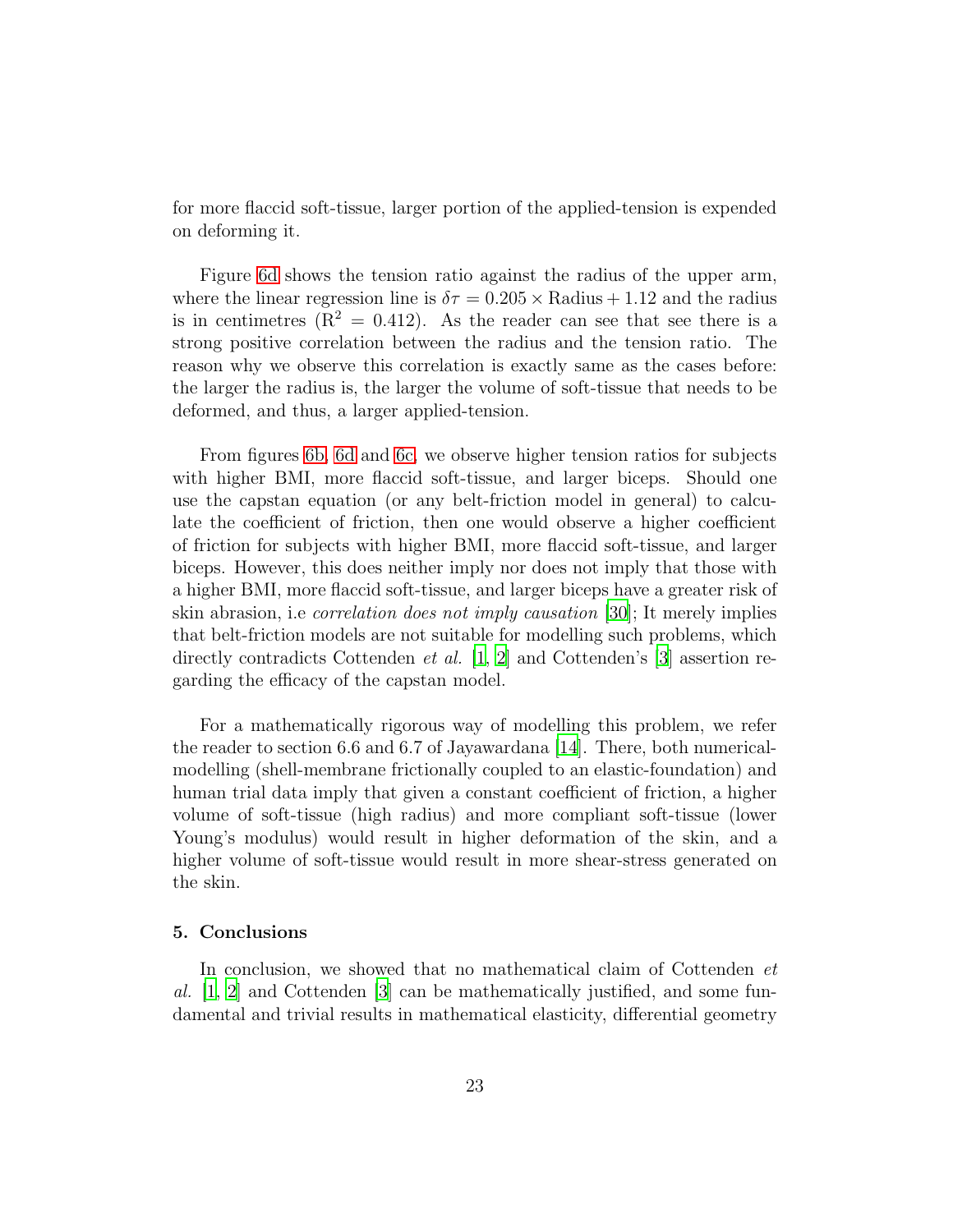for more flaccid soft-tissue, larger portion of the applied-tension is expended on deforming it.

Figure 6d shows the tension ratio against the radius of the upper arm, where the linear regression line is $\delta\tau = 0.205 \times \text{Radius} + 1.12$ and the radius is in centimetres ($R^2 = 0.412$). As the reader can see that see there is a strong positive correlation between the radius and the tension ratio. The reason why we observe this correlation is exactly same as the cases before: the larger the radius is, the larger the volume of soft-tissue that needs to be deformed, and thus, a larger applied-tension.

From figures 6b, 6d and 6c, we observe higher tension ratios for subjects with higher BMI, more flaccid soft-tissue, and larger biceps. Should one use the capstan equation (or any belt-friction model in general) to calculate the coefficient of friction, then one would observe a higher coefficient of friction for subjects with higher BMI, more flaccid soft-tissue, and larger biceps. However, this does neither imply nor does not imply that those with a higher BMI, more flaccid soft-tissue, and larger biceps have a greater risk of skin abrasion, i.e *correlation does not imply causation* [30]; It merely implies that belt-friction models are not suitable for modelling such problems, which directly contradicts Cottenden *et al.* [1, 2] and Cottenden's [3] assertion regarding the efficacy of the capstan model.

For a mathematically rigorous way of modelling this problem, we refer the reader to section 6.6 and 6.7 of Jayawardana [14]. There, both numerical-modelling (shell-membrane frictionally coupled to an elastic-foundation) and human trial data imply that given a constant coefficient of friction, a higher volume of soft-tissue (high radius) and more compliant soft-tissue (lower Young's modulus) would result in higher deformation of the skin, and a higher volume of soft-tissue would result in more shear-stress generated on the skin.

## 5. Conclusions

In conclusion, we showed that no mathematical claim of Cottenden *et al.* [1, 2] and Cottenden [3] can be mathematically justified, and some fundamental and trivial results in mathematical elasticity, differential geometry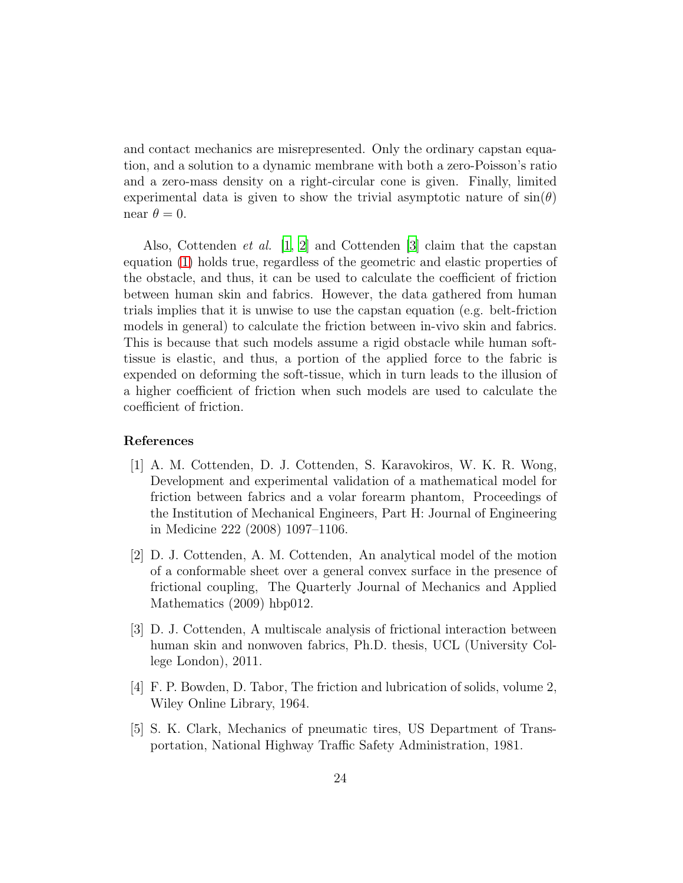and contact mechanics are misrepresented. Only the ordinary capstan equation, and a solution to a dynamic membrane with both a zero-Poisson's ratio and a zero-mass density on a right-circular cone is given. Finally, limited experimental data is given to show the trivial asymptotic nature of $\sin(\theta)$ near $\theta = 0$.

Also, Cottenden *et al.* [1, 2] and Cottenden [3] claim that the capstan equation (1) holds true, regardless of the geometric and elastic properties of the obstacle, and thus, it can be used to calculate the coefficient of friction between human skin and fabrics. However, the data gathered from human trials implies that it is unwise to use the capstan equation (e.g. belt-friction models in general) to calculate the friction between in-vivo skin and fabrics. This is because that such models assume a rigid obstacle while human soft-tissue is elastic, and thus, a portion of the applied force to the fabric is expended on deforming the soft-tissue, which in turn leads to the illusion of a higher coefficient of friction when such models are used to calculate the coefficient of friction.

## References

[1] A. M. Cottenden, D. J. Cottenden, S. Karavokiros, W. K. R. Wong, Development and experimental validation of a mathematical model for friction between fabrics and a volar forearm phantom, Proceedings of the Institution of Mechanical Engineers, Part H: Journal of Engineering in Medicine 222 (2008) 1097–1106.

[2] D. J. Cottenden, A. M. Cottenden, An analytical model of the motion of a conformable sheet over a general convex surface in the presence of frictional coupling, The Quarterly Journal of Mechanics and Applied Mathematics (2009) hbp012.

[3] D. J. Cottenden, A multiscale analysis of frictional interaction between human skin and nonwoven fabrics, Ph.D. thesis, UCL (University College London), 2011.

[4] F. P. Bowden, D. Tabor, The friction and lubrication of solids, volume 2, Wiley Online Library, 1964.

[5] S. K. Clark, Mechanics of pneumatic tires, US Department of Transportation, National Highway Traffic Safety Administration, 1981.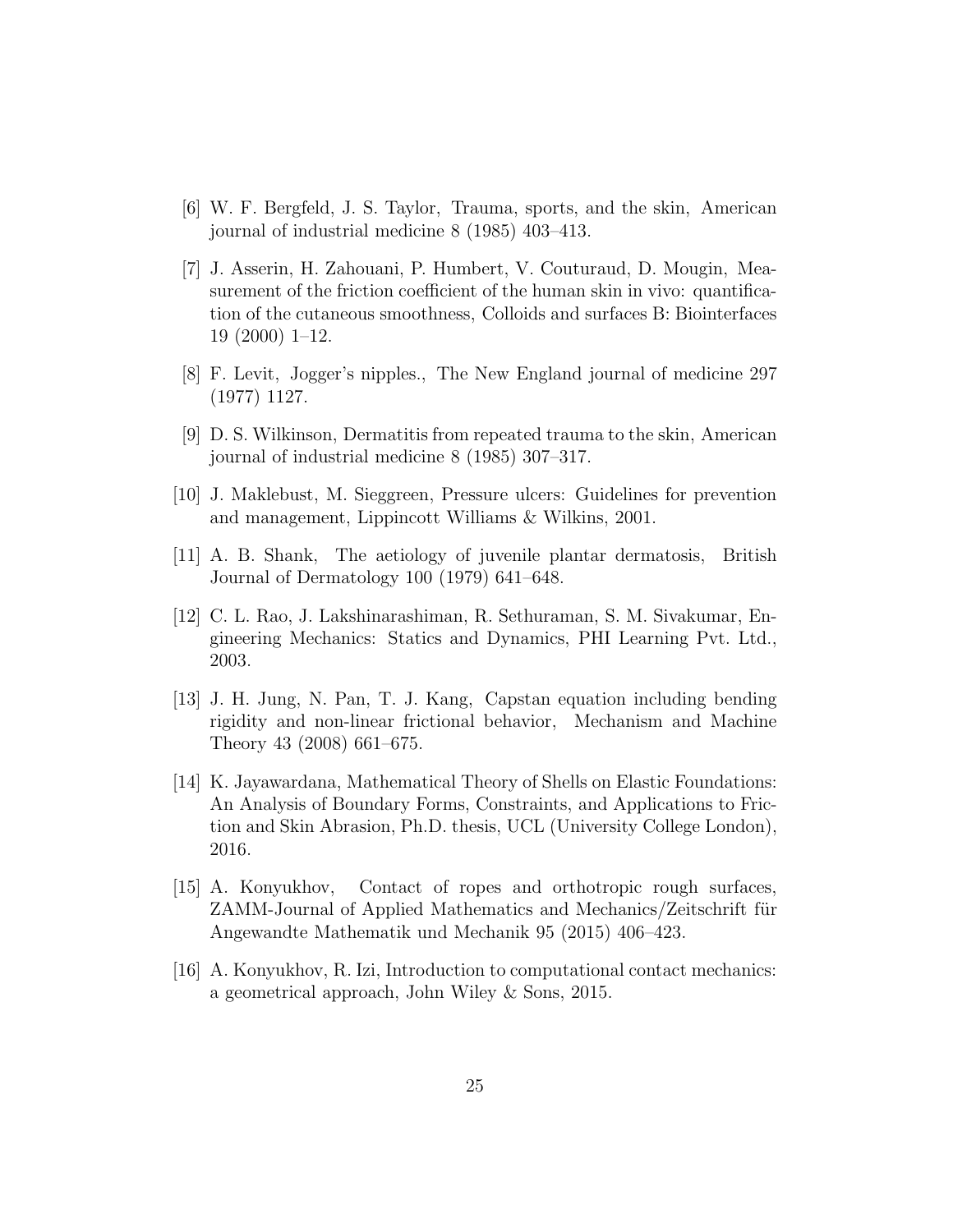[6] W. F. Bergfeld, J. S. Taylor, Trauma, sports, and the skin, American journal of industrial medicine 8 (1985) 403–413.

[7] J. Asserin, H. Zahouani, P. Humbert, V. Couturaud, D. Mougin, Measurement of the friction coefficient of the human skin in vivo: quantification of the cutaneous smoothness, Colloids and surfaces B: Biointerfaces 19 (2000) 1–12.

[8] F. Levit, Jogger's nipples., The New England journal of medicine 297 (1977) 1127.

[9] D. S. Wilkinson, Dermatitis from repeated trauma to the skin, American journal of industrial medicine 8 (1985) 307–317.

[10] J. Maklebust, M. Sieggreen, Pressure ulcers: Guidelines for prevention and management, Lippincott Williams & Wilkins, 2001.

[11] A. B. Shank, The aetiology of juvenile plantar dermatosis, British Journal of Dermatology 100 (1979) 641–648.

[12] C. L. Rao, J. Lakshinarashiman, R. Sethuraman, S. M. Sivakumar, Engineering Mechanics: Statics and Dynamics, PHI Learning Pvt. Ltd., 2003.

[13] J. H. Jung, N. Pan, T. J. Kang, Capstan equation including bending rigidity and non-linear frictional behavior, Mechanism and Machine Theory 43 (2008) 661–675.

[14] K. Jayawardana, Mathematical Theory of Shells on Elastic Foundations: An Analysis of Boundary Forms, Constraints, and Applications to Friction and Skin Abrasion, Ph.D. thesis, UCL (University College London), 2016.

[15] A. Konyukhov, Contact of ropes and orthotropic rough surfaces, ZAMM-Journal of Applied Mathematics and Mechanics/Zeitschrift für Angewandte Mathematik und Mechanik 95 (2015) 406–423.

[16] A. Konyukhov, R. Izi, Introduction to computational contact mechanics: a geometrical approach, John Wiley & Sons, 2015.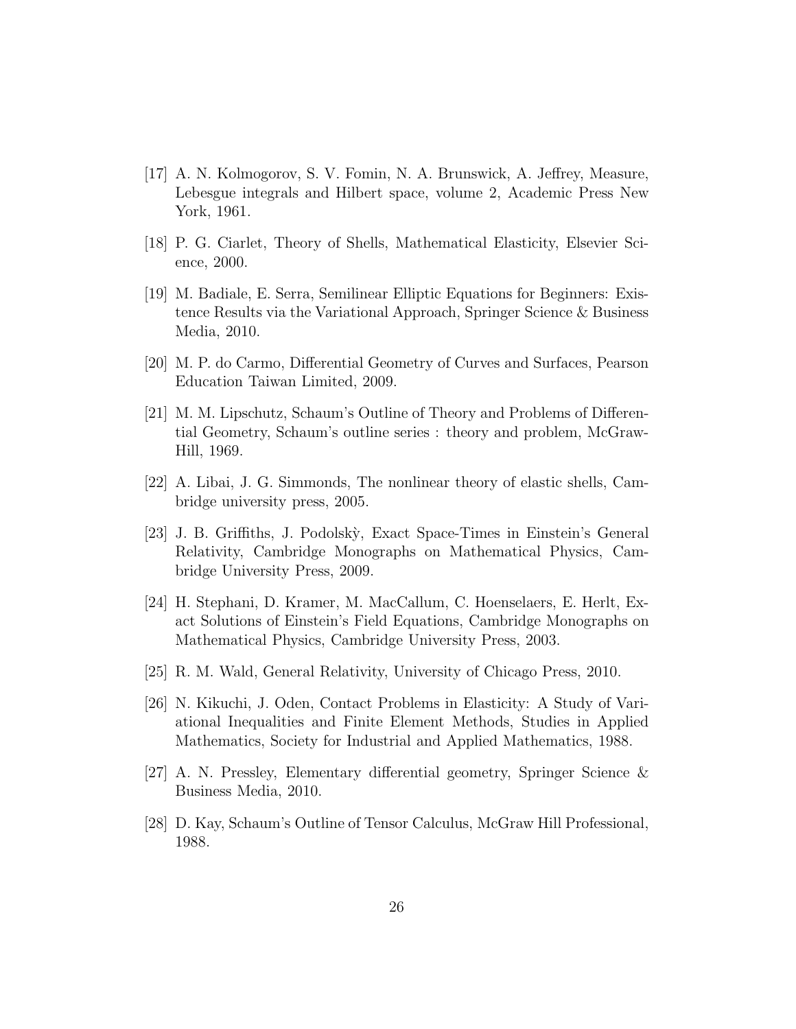[17] A. N. Kolmogorov, S. V. Fomin, N. A. Brunswick, A. Jeffrey, Measure, Lebesgue integrals and Hilbert space, volume 2, Academic Press New York, 1961.

[18] P. G. Ciarlet, Theory of Shells, Mathematical Elasticity, Elsevier Science, 2000.

[19] M. Badiale, E. Serra, Semilinear Elliptic Equations for Beginners: Existence Results via the Variational Approach, Springer Science & Business Media, 2010.

[20] M. P. do Carmo, Differential Geometry of Curves and Surfaces, Pearson Education Taiwan Limited, 2009.

[21] M. M. Lipschutz, Schaum's Outline of Theory and Problems of Differential Geometry, Schaum's outline series : theory and problem, McGraw-Hill, 1969.

[22] A. Libai, J. G. Simmonds, The nonlinear theory of elastic shells, Cambridge university press, 2005.

[23] J. B. Griffiths, J. Podolskỳ, Exact Space-Times in Einstein's General Relativity, Cambridge Monographs on Mathematical Physics, Cambridge University Press, 2009.

[24] H. Stephani, D. Kramer, M. MacCallum, C. Hoenselaers, E. Herlt, Exact Solutions of Einstein's Field Equations, Cambridge Monographs on Mathematical Physics, Cambridge University Press, 2003.

[25] R. M. Wald, General Relativity, University of Chicago Press, 2010.

[26] N. Kikuchi, J. Oden, Contact Problems in Elasticity: A Study of Variational Inequalities and Finite Element Methods, Studies in Applied Mathematics, Society for Industrial and Applied Mathematics, 1988.

[27] A. N. Pressley, Elementary differential geometry, Springer Science & Business Media, 2010.

[28] D. Kay, Schaum's Outline of Tensor Calculus, McGraw Hill Professional, 1988.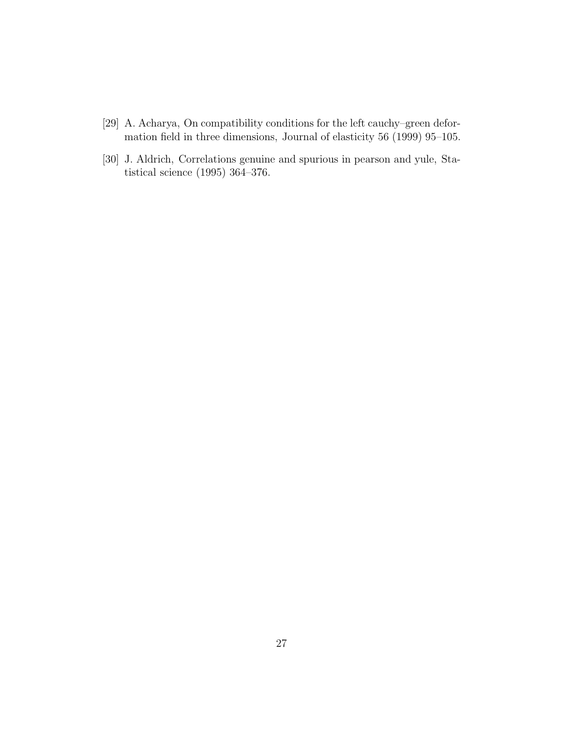[29] A. Acharya, On compatibility conditions for the left cauchy–green deformation field in three dimensions, Journal of elasticity 56 (1999) 95–105.

[30] J. Aldrich, Correlations genuine and spurious in pearson and yule, Statistical science (1995) 364–376.